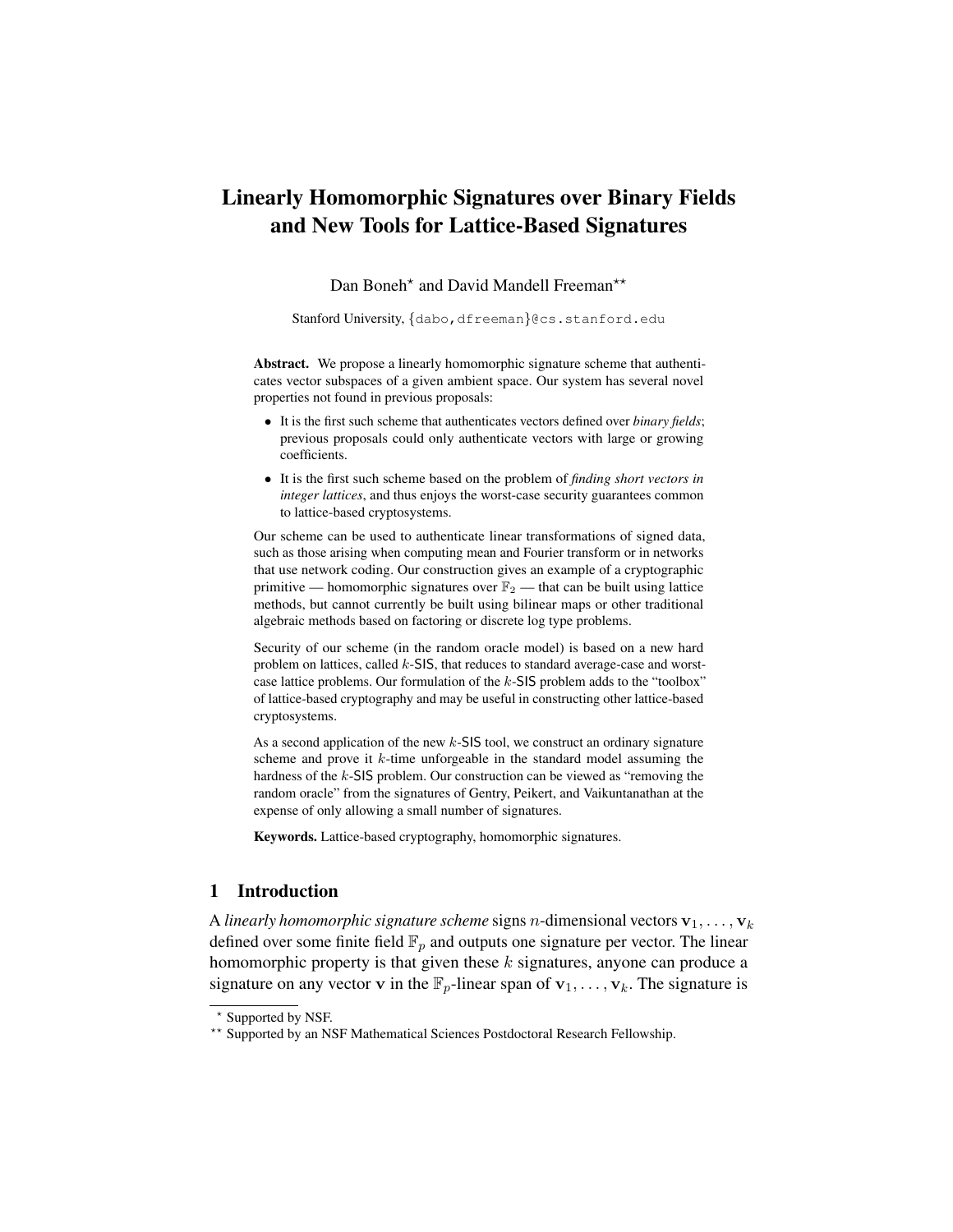# Linearly Homomorphic Signatures over Binary Fields and New Tools for Lattice-Based Signatures

Dan Boneh[⋆] and David Mandell Freeman[⋆⋆]

Stanford University, {dabo,dfreeman}@cs.stanford.edu

**Abstract.** We propose a linearly homomorphic signature scheme that authenticates vector subspaces of a given ambient space. Our system has several novel properties not found in previous proposals:

- It is the first such scheme that authenticates vectors defined over *binary fields*; previous proposals could only authenticate vectors with large or growing coefficients.
- It is the first such scheme based on the problem of *finding short vectors in integer lattices*, and thus enjoys the worst-case security guarantees common to lattice-based cryptosystems.

Our scheme can be used to authenticate linear transformations of signed data, such as those arising when computing mean and Fourier transform or in networks that use network coding. Our construction gives an example of a cryptographic primitive — homomorphic signatures over $\mathbb{F}_2$ — that can be built using lattice methods, but cannot currently be built using bilinear maps or other traditional algebraic methods based on factoring or discrete log type problems.

Security of our scheme (in the random oracle model) is based on a new hard problem on lattices, called $k$-SIS, that reduces to standard average-case and worst-case lattice problems. Our formulation of the $k$-SIS problem adds to the "toolbox" of lattice-based cryptography and may be useful in constructing other lattice-based cryptosystems.

As a second application of the new $k$-SIS tool, we construct an ordinary signature scheme and prove it $k$-time unforgeable in the standard model assuming the hardness of the $k$-SIS problem. Our construction can be viewed as "removing the random oracle" from the signatures of Gentry, Peikert, and Vaikuntanathan at the expense of only allowing a small number of signatures.

**Keywords.** Lattice-based cryptography, homomorphic signatures.

## 1 Introduction

A *linearly homomorphic signature scheme* signs $n$-dimensional vectors $\mathbf{v}_1, \ldots, \mathbf{v}_k$ defined over some finite field $\mathbb{F}_p$ and outputs one signature per vector. The linear homomorphic property is that given these $k$ signatures, anyone can produce a signature on any vector $\mathbf{v}$ in the $\mathbb{F}_p$-linear span of $\mathbf{v}_1, \ldots, \mathbf{v}_k$. The signature is

[⋆] Supported by NSF.

[⋆⋆] Supported by an NSF Mathematical Sciences Postdoctoral Research Fellowship.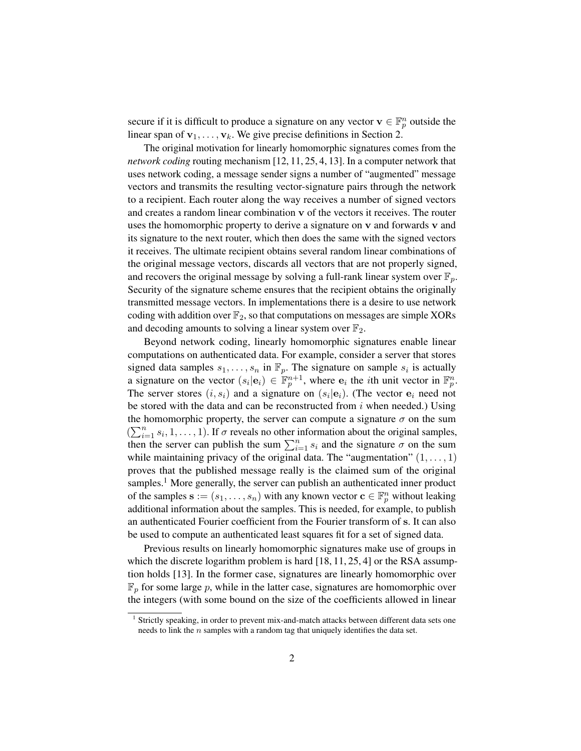secure if it is difficult to produce a signature on any vector $\mathbf{v} \in \mathbb{F}_p^n$ outside the linear span of $\mathbf{v}_1, \ldots, \mathbf{v}_k$. We give precise definitions in Section 2.

The original motivation for linearly homomorphic signatures comes from the *network coding* routing mechanism [12, 11, 25, 4, 13]. In a computer network that uses network coding, a message sender signs a number of "augmented" message vectors and transmits the resulting vector-signature pairs through the network to a recipient. Each router along the way receives a number of signed vectors and creates a random linear combination $\mathbf{v}$ of the vectors it receives. The router uses the homomorphic property to derive a signature on $\mathbf{v}$ and forwards $\mathbf{v}$ and its signature to the next router, which then does the same with the signed vectors it receives. The ultimate recipient obtains several random linear combinations of the original message vectors, discards all vectors that are not properly signed, and recovers the original message by solving a full-rank linear system over $\mathbb{F}_p$. Security of the signature scheme ensures that the recipient obtains the originally transmitted message vectors. In implementations there is a desire to use network coding with addition over $\mathbb{F}_2$, so that computations on messages are simple XORs and decoding amounts to solving a linear system over $\mathbb{F}_2$.

Beyond network coding, linearly homomorphic signatures enable linear computations on authenticated data. For example, consider a server that stores signed data samples $s_1, \ldots, s_n$ in $\mathbb{F}_p$. The signature on sample $s_i$ is actually a signature on the vector $(s_i|\mathbf{e}_i) \in \mathbb{F}_p^{n+1}$, where $\mathbf{e}_i$ the $i$th unit vector in $\mathbb{F}_p^n$. The server stores $(i, s_i)$ and a signature on $(s_i|\mathbf{e}_i)$. (The vector $\mathbf{e}_i$ need not be stored with the data and can be reconstructed from $i$ when needed.) Using the homomorphic property, the server can compute a signature $\sigma$ on the sum $(\sum_{i=1}^n s_i, 1, \ldots, 1)$. If $\sigma$ reveals no other information about the original samples, then the server can publish the sum $\sum_{i=1}^n s_i$ and the signature $\sigma$ on the sum while maintaining privacy of the original data. The "augmentation" $(1, \ldots, 1)$ proves that the published message really is the claimed sum of the original samples.[1] More generally, the server can publish an authenticated inner product of the samples $\mathbf{s} := (s_1, \ldots, s_n)$ with any known vector $\mathbf{c} \in \mathbb{F}_p^n$ without leaking additional information about the samples. This is needed, for example, to publish an authenticated Fourier coefficient from the Fourier transform of $\mathbf{s}$. It can also be used to compute an authenticated least squares fit for a set of signed data.

Previous results on linearly homomorphic signatures make use of groups in which the discrete logarithm problem is hard [18, 11, 25, 4] or the RSA assumption holds [13]. In the former case, signatures are linearly homomorphic over $\mathbb{F}_p$ for some large $p$, while in the latter case, signatures are homomorphic over the integers (with some bound on the size of the coefficients allowed in linear

[1] Strictly speaking, in order to prevent mix-and-match attacks between different data sets one needs to link the $n$ samples with a random tag that uniquely identifies the data set.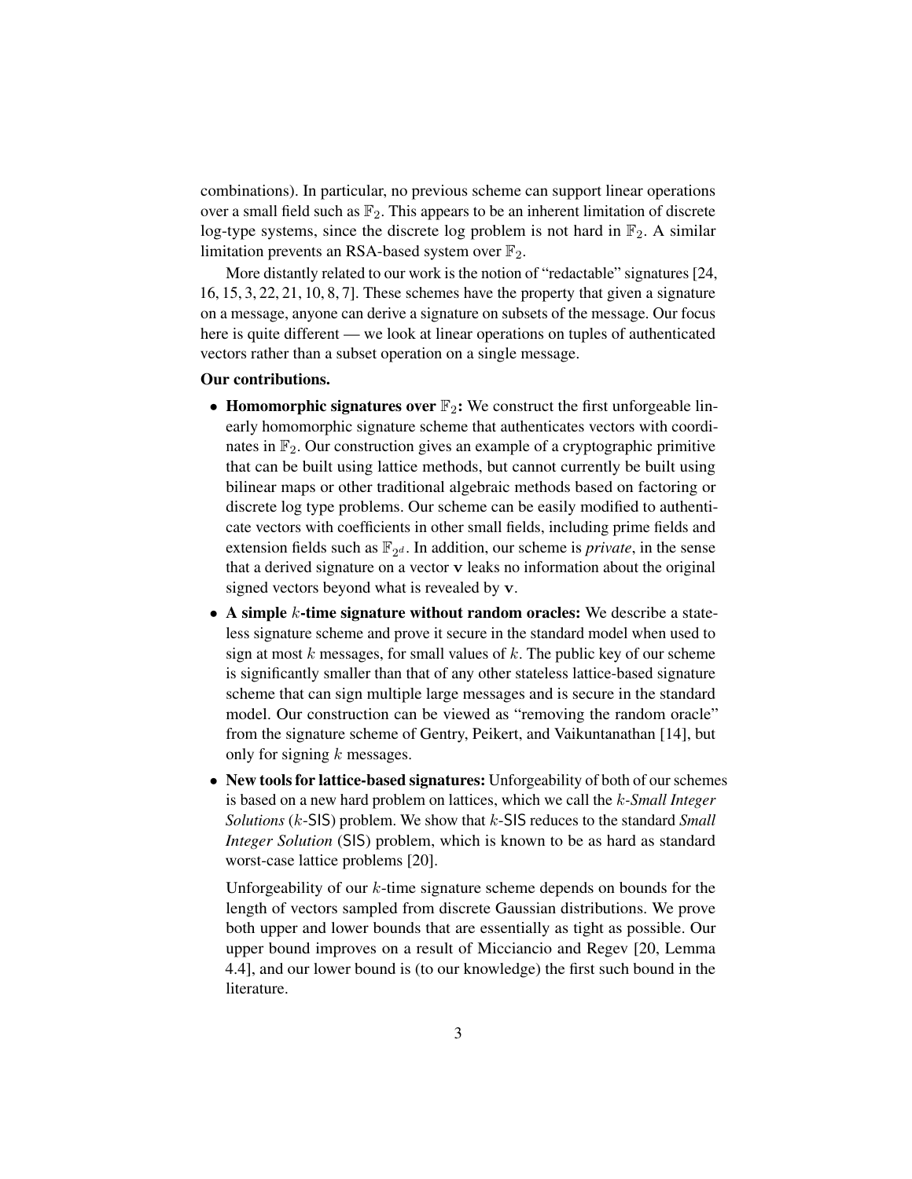combinations). In particular, no previous scheme can support linear operations over a small field such as $\mathbb{F}_2$. This appears to be an inherent limitation of discrete log-type systems, since the discrete log problem is not hard in $\mathbb{F}_2$. A similar limitation prevents an RSA-based system over $\mathbb{F}_2$.

More distantly related to our work is the notion of "redactable" signatures [24, 16, 15, 3, 22, 21, 10, 8, 7]. These schemes have the property that given a signature on a message, anyone can derive a signature on subsets of the message. Our focus here is quite different — we look at linear operations on tuples of authenticated vectors rather than a subset operation on a single message.

**Our contributions.**

- **Homomorphic signatures over $\mathbb{F}_2$:** We construct the first unforgeable linearly homomorphic signature scheme that authenticates vectors with coordinates in $\mathbb{F}_2$. Our construction gives an example of a cryptographic primitive that can be built using lattice methods, but cannot currently be built using bilinear maps or other traditional algebraic methods based on factoring or discrete log type problems. Our scheme can be easily modified to authenticate vectors with coefficients in other small fields, including prime fields and extension fields such as $\mathbb{F}_{2^d}$. In addition, our scheme is *private*, in the sense that a derived signature on a vector $\mathbf{v}$ leaks no information about the original signed vectors beyond what is revealed by $\mathbf{v}$.
- **A simple $k$-time signature without random oracles:** We describe a stateless signature scheme and prove it secure in the standard model when used to sign at most $k$ messages, for small values of $k$. The public key of our scheme is significantly smaller than that of any other stateless lattice-based signature scheme that can sign multiple large messages and is secure in the standard model. Our construction can be viewed as "removing the random oracle" from the signature scheme of Gentry, Peikert, and Vaikuntanathan [14], but only for signing $k$ messages.
- **New tools for lattice-based signatures:** Unforgeability of both of our schemes is based on a new hard problem on lattices, which we call the *$k$-Small Integer Solutions* ($k$-SIS) problem. We show that $k$-SIS reduces to the standard *Small Integer Solution* (SIS) problem, which is known to be as hard as standard worst-case lattice problems [20].

  Unforgeability of our $k$-time signature scheme depends on bounds for the length of vectors sampled from discrete Gaussian distributions. We prove both upper and lower bounds that are essentially as tight as possible. Our upper bound improves on a result of Micciancio and Regev [20, Lemma 4.4], and our lower bound is (to our knowledge) the first such bound in the literature.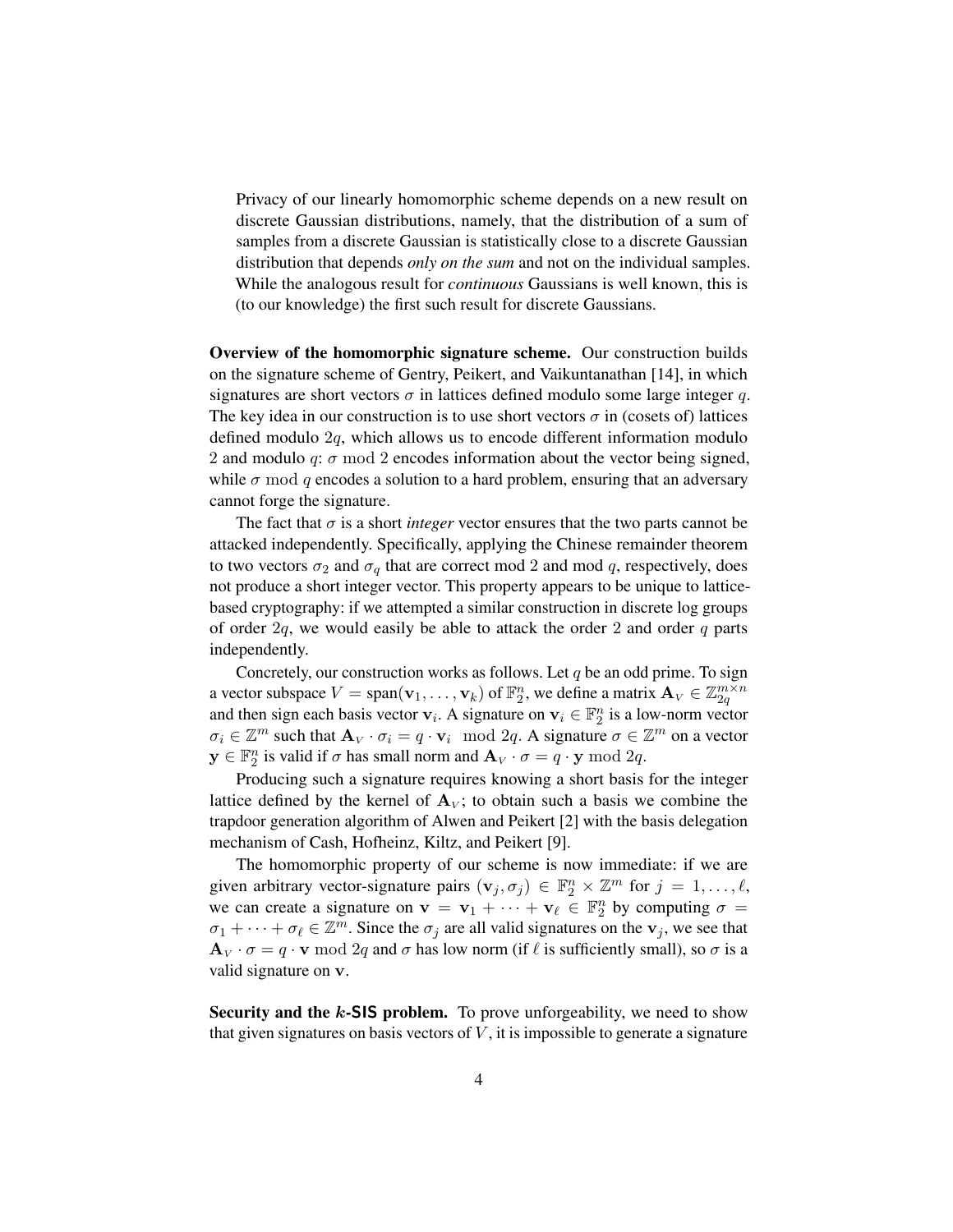Privacy of our linearly homomorphic scheme depends on a new result on discrete Gaussian distributions, namely, that the distribution of a sum of samples from a discrete Gaussian is statistically close to a discrete Gaussian distribution that depends *only on the sum* and not on the individual samples. While the analogous result for *continuous* Gaussians is well known, this is (to our knowledge) the first such result for discrete Gaussians.

**Overview of the homomorphic signature scheme.** Our construction builds on the signature scheme of Gentry, Peikert, and Vaikuntanathan [14], in which signatures are short vectors $\sigma$ in lattices defined modulo some large integer $q$. The key idea in our construction is to use short vectors $\sigma$ in (cosets of) lattices defined modulo $2q$, which allows us to encode different information modulo 2 and modulo $q$: $\sigma \bmod 2$ encodes information about the vector being signed, while $\sigma \bmod q$ encodes a solution to a hard problem, ensuring that an adversary cannot forge the signature.

The fact that $\sigma$ is a short *integer* vector ensures that the two parts cannot be attacked independently. Specifically, applying the Chinese remainder theorem to two vectors $\sigma_2$ and $\sigma_q$ that are correct mod 2 and mod $q$, respectively, does not produce a short integer vector. This property appears to be unique to lattice-based cryptography: if we attempted a similar construction in discrete log groups of order $2q$, we would easily be able to attack the order 2 and order $q$ parts independently.

Concretely, our construction works as follows. Let $q$ be an odd prime. To sign a vector subspace $V = \text{span}(\mathbf{v}_1, \ldots, \mathbf{v}_k)$ of $\mathbb{F}_2^n$, we define a matrix $\mathbf{A}_V \in \mathbb{Z}_{2q}^{m \times n}$ and then sign each basis vector $\mathbf{v}_i$. A signature on $\mathbf{v}_i \in \mathbb{F}_2^n$ is a low-norm vector $\sigma_i \in \mathbb{Z}^m$ such that $\mathbf{A}_V \cdot \sigma_i = q \cdot \mathbf{v}_i \mod 2q$. A signature $\sigma \in \mathbb{Z}^m$ on a vector $\mathbf{y} \in \mathbb{F}_2^n$ is valid if $\sigma$ has small norm and $\mathbf{A}_V \cdot \sigma = q \cdot \mathbf{y} \bmod 2q$.

Producing such a signature requires knowing a short basis for the integer lattice defined by the kernel of $\mathbf{A}_V$; to obtain such a basis we combine the trapdoor generation algorithm of Alwen and Peikert [2] with the basis delegation mechanism of Cash, Hofheinz, Kiltz, and Peikert [9].

The homomorphic property of our scheme is now immediate: if we are given arbitrary vector-signature pairs $(\mathbf{v}_j, \sigma_j) \in \mathbb{F}_2^n \times \mathbb{Z}^m$ for $j = 1, \ldots, \ell$, we can create a signature on $\mathbf{v} = \mathbf{v}_1 + \cdots + \mathbf{v}_\ell \in \mathbb{F}_2^n$ by computing $\sigma = \sigma_1 + \cdots + \sigma_\ell \in \mathbb{Z}^m$. Since the $\sigma_j$ are all valid signatures on the $\mathbf{v}_j$, we see that $\mathbf{A}_V \cdot \sigma = q \cdot \mathbf{v} \bmod 2q$ and $\sigma$ has low norm (if $\ell$ is sufficiently small), so $\sigma$ is a valid signature on $\mathbf{v}$.

**Security and the $k$-SIS problem.** To prove unforgeability, we need to show that given signatures on basis vectors of $V$, it is impossible to generate a signature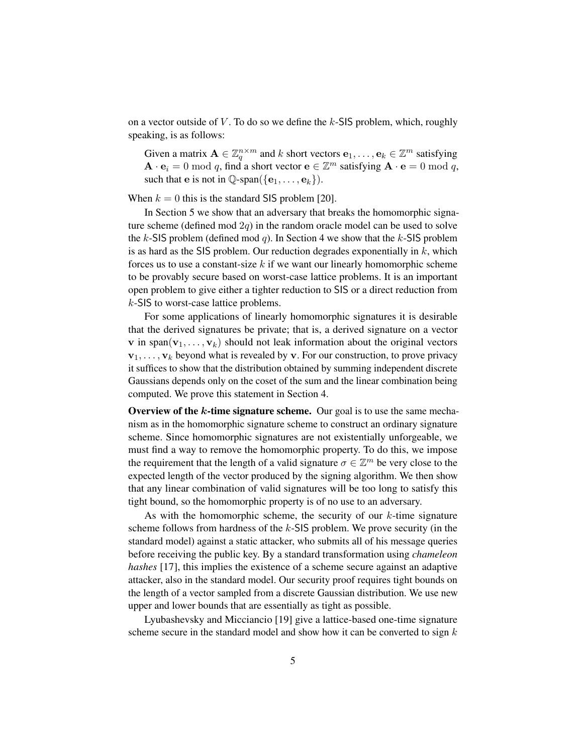on a vector outside of $V$. To do so we define the $k$-SIS problem, which, roughly speaking, is as follows:

> Given a matrix $\mathbf{A} \in \mathbb{Z}_q^{n \times m}$ and $k$ short vectors $\mathbf{e}_1, \ldots, \mathbf{e}_k \in \mathbb{Z}^m$ satisfying $\mathbf{A} \cdot \mathbf{e}_i = 0 \bmod q$, find a short vector $\mathbf{e} \in \mathbb{Z}^m$ satisfying $\mathbf{A} \cdot \mathbf{e} = 0 \bmod q$, such that $\mathbf{e}$ is not in $\mathbb{Q}$-span$(\{\mathbf{e}_1, \ldots, \mathbf{e}_k\})$.

When $k = 0$ this is the standard SIS problem [20].

In Section 5 we show that an adversary that breaks the homomorphic signature scheme (defined mod $2q$) in the random oracle model can be used to solve the $k$-SIS problem (defined mod $q$). In Section 4 we show that the $k$-SIS problem is as hard as the SIS problem. Our reduction degrades exponentially in $k$, which forces us to use a constant-size $k$ if we want our linearly homomorphic scheme to be provably secure based on worst-case lattice problems. It is an important open problem to give either a tighter reduction to SIS or a direct reduction from $k$-SIS to worst-case lattice problems.

For some applications of linearly homomorphic signatures it is desirable that the derived signatures be private; that is, a derived signature on a vector $\mathbf{v}$ in span$(\mathbf{v}_1, \ldots, \mathbf{v}_k)$ should not leak information about the original vectors $\mathbf{v}_1, \ldots, \mathbf{v}_k$ beyond what is revealed by $\mathbf{v}$. For our construction, to prove privacy it suffices to show that the distribution obtained by summing independent discrete Gaussians depends only on the coset of the sum and the linear combination being computed. We prove this statement in Section 4.

**Overview of the $k$-time signature scheme.** Our goal is to use the same mechanism as in the homomorphic signature scheme to construct an ordinary signature scheme. Since homomorphic signatures are not existentially unforgeable, we must find a way to remove the homomorphic property. To do this, we impose the requirement that the length of a valid signature $\sigma \in \mathbb{Z}^m$ be very close to the expected length of the vector produced by the signing algorithm. We then show that any linear combination of valid signatures will be too long to satisfy this tight bound, so the homomorphic property is of no use to an adversary.

As with the homomorphic scheme, the security of our $k$-time signature scheme follows from hardness of the $k$-SIS problem. We prove security (in the standard model) against a static attacker, who submits all of his message queries before receiving the public key. By a standard transformation using *chameleon hashes* [17], this implies the existence of a scheme secure against an adaptive attacker, also in the standard model. Our security proof requires tight bounds on the length of a vector sampled from a discrete Gaussian distribution. We use new upper and lower bounds that are essentially as tight as possible.

Lyubashevsky and Micciancio [19] give a lattice-based one-time signature scheme secure in the standard model and show how it can be converted to sign $k$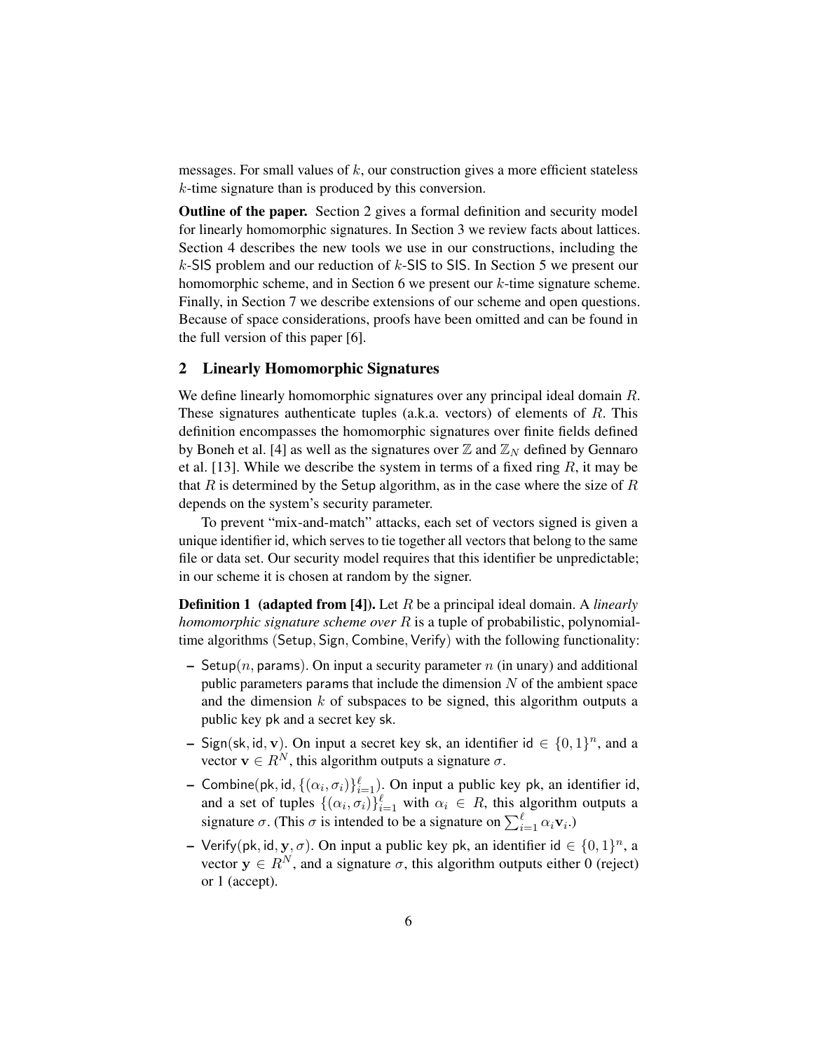messages. For small values of $k$, our construction gives a more efficient stateless $k$-time signature than is produced by this conversion.

**Outline of the paper.** Section 2 gives a formal definition and security model for linearly homomorphic signatures. In Section 3 we review facts about lattices. Section 4 describes the new tools we use in our constructions, including the $k$-SIS problem and our reduction of $k$-SIS to SIS. In Section 5 we present our homomorphic scheme, and in Section 6 we present our $k$-time signature scheme. Finally, in Section 7 we describe extensions of our scheme and open questions. Because of space considerations, proofs have been omitted and can be found in the full version of this paper [6].

## 2 Linearly Homomorphic Signatures

We define linearly homomorphic signatures over any principal ideal domain $R$. These signatures authenticate tuples (a.k.a. vectors) of elements of $R$. This definition encompasses the homomorphic signatures over finite fields defined by Boneh et al. [4] as well as the signatures over $\mathbb{Z}$ and $\mathbb{Z}_N$ defined by Gennaro et al. [13]. While we describe the system in terms of a fixed ring $R$, it may be that $R$ is determined by the Setup algorithm, as in the case where the size of $R$ depends on the system's security parameter.

To prevent "mix-and-match" attacks, each set of vectors signed is given a unique identifier id, which serves to tie together all vectors that belong to the same file or data set. Our security model requires that this identifier be unpredictable; in our scheme it is chosen at random by the signer.

**Definition 1 (adapted from [4]).** Let $R$ be a principal ideal domain. A *linearly homomorphic signature scheme over* $R$ is a tuple of probabilistic, polynomial-time algorithms (Setup, Sign, Combine, Verify) with the following functionality:

- Setup($n$, params). On input a security parameter $n$ (in unary) and additional public parameters params that include the dimension $N$ of the ambient space and the dimension $k$ of subspaces to be signed, this algorithm outputs a public key pk and a secret key sk.
- Sign(sk, id, $\mathbf{v}$). On input a secret key sk, an identifier id $\in \{0,1\}^n$, and a vector $\mathbf{v} \in R^N$, this algorithm outputs a signature $\sigma$.
- Combine(pk, id, $\{(\alpha_i, \sigma_i)\}_{i=1}^{\ell}$). On input a public key pk, an identifier id, and a set of tuples $\{(\alpha_i, \sigma_i)\}_{i=1}^{\ell}$ with $\alpha_i \in R$, this algorithm outputs a signature $\sigma$. (This $\sigma$ is intended to be a signature on $\sum_{i=1}^{\ell} \alpha_i \mathbf{v}_i$.)
- Verify(pk, id, $\mathbf{y}$, $\sigma$). On input a public key pk, an identifier id $\in \{0,1\}^n$, a vector $\mathbf{y} \in R^N$, and a signature $\sigma$, this algorithm outputs either 0 (reject) or 1 (accept).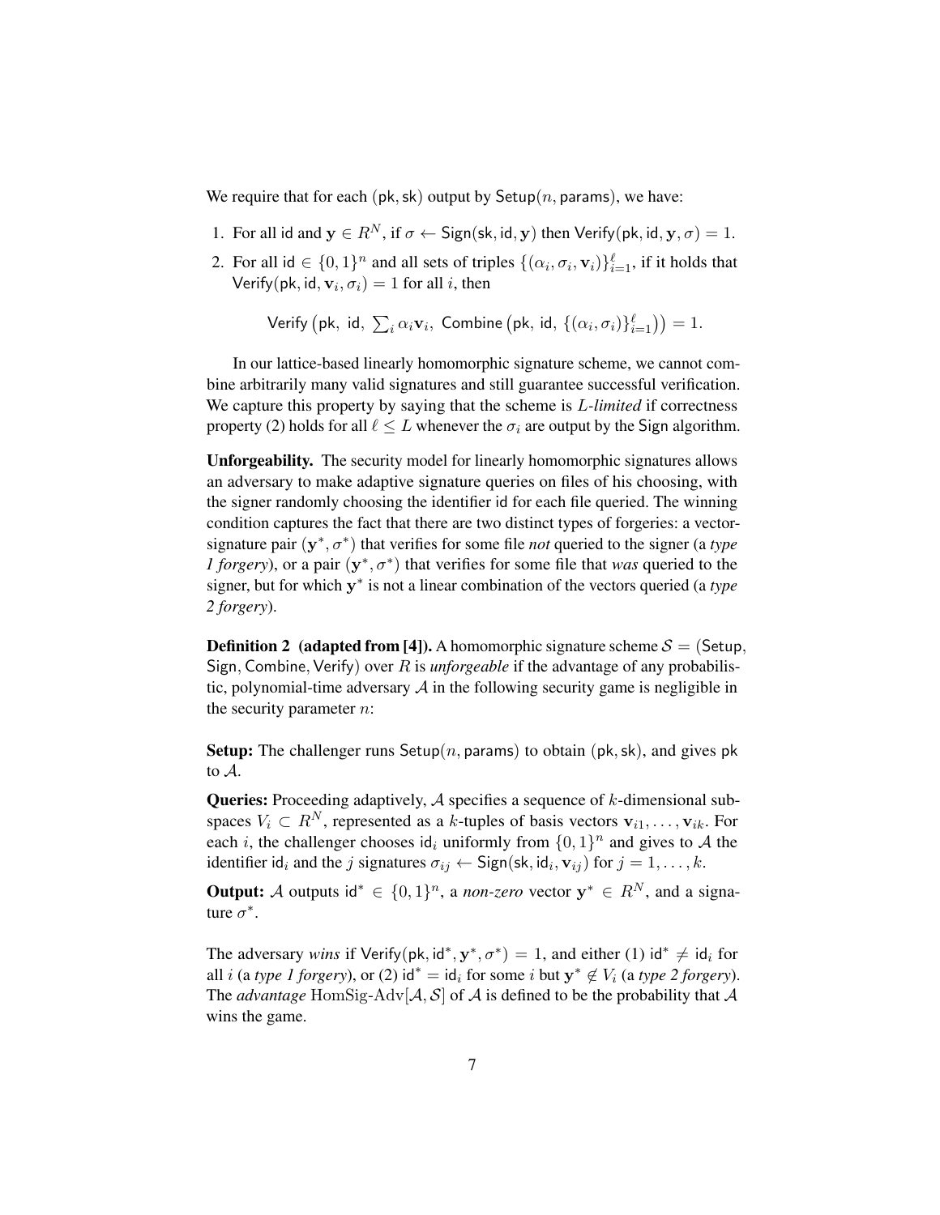We require that for each $(\mathsf{pk}, \mathsf{sk})$ output by $\mathsf{Setup}(n, \mathsf{params})$, we have:

1. For all $\mathsf{id}$ and $\mathbf{y} \in R^N$, if $\sigma \leftarrow \mathsf{Sign}(\mathsf{sk}, \mathsf{id}, \mathbf{y})$ then $\mathsf{Verify}(\mathsf{pk}, \mathsf{id}, \mathbf{y}, \sigma) = 1$.
2. For all $\mathsf{id} \in \{0,1\}^n$ and all sets of triples $\{(\alpha_i, \sigma_i, \mathbf{v}_i)\}_{i=1}^{\ell}$, if it holds that $\mathsf{Verify}(\mathsf{pk}, \mathsf{id}, \mathbf{v}_i, \sigma_i) = 1$ for all $i$, then

$$\mathsf{Verify}\left(\mathsf{pk},\ \mathsf{id},\ \textstyle\sum_i \alpha_i \mathbf{v}_i,\ \mathsf{Combine}\left(\mathsf{pk},\ \mathsf{id},\ \{(\alpha_i, \sigma_i)\}_{i=1}^{\ell}\right)\right) = 1.$$

In our lattice-based linearly homomorphic signature scheme, we cannot combine arbitrarily many valid signatures and still guarantee successful verification. We capture this property by saying that the scheme is *$L$-limited* if correctness property (2) holds for all $\ell \le L$ whenever the $\sigma_i$ are output by the $\mathsf{Sign}$ algorithm.

**Unforgeability.** The security model for linearly homomorphic signatures allows an adversary to make adaptive signature queries on files of his choosing, with the signer randomly choosing the identifier $\mathsf{id}$ for each file queried. The winning condition captures the fact that there are two distinct types of forgeries: a vector-signature pair $(\mathbf{y}^*, \sigma^*)$ that verifies for some file *not* queried to the signer (a *type 1 forgery*), or a pair $(\mathbf{y}^*, \sigma^*)$ that verifies for some file that *was* queried to the signer, but for which $\mathbf{y}^*$ is not a linear combination of the vectors queried (a *type 2 forgery*).

**Definition 2 (adapted from [4]).** A homomorphic signature scheme $\mathcal{S} = (\mathsf{Setup}, \mathsf{Sign}, \mathsf{Combine}, \mathsf{Verify})$ over $R$ is *unforgeable* if the advantage of any probabilistic, polynomial-time adversary $\mathcal{A}$ in the following security game is negligible in the security parameter $n$:

**Setup:** The challenger runs $\mathsf{Setup}(n, \mathsf{params})$ to obtain $(\mathsf{pk}, \mathsf{sk})$, and gives $\mathsf{pk}$ to $\mathcal{A}$.

**Queries:** Proceeding adaptively, $\mathcal{A}$ specifies a sequence of $k$-dimensional subspaces $V_i \subset R^N$, represented as a $k$-tuples of basis vectors $\mathbf{v}_{i1}, \ldots, \mathbf{v}_{ik}$. For each $i$, the challenger chooses $\mathsf{id}_i$ uniformly from $\{0,1\}^n$ and gives to $\mathcal{A}$ the identifier $\mathsf{id}_i$ and the $j$ signatures $\sigma_{ij} \leftarrow \mathsf{Sign}(\mathsf{sk}, \mathsf{id}_i, \mathbf{v}_{ij})$ for $j = 1, \ldots, k$.

**Output:** $\mathcal{A}$ outputs $\mathsf{id}^* \in \{0,1\}^n$, a *non-zero* vector $\mathbf{y}^* \in R^N$, and a signature $\sigma^*$.

The adversary *wins* if $\mathsf{Verify}(\mathsf{pk}, \mathsf{id}^*, \mathbf{y}^*, \sigma^*) = 1$, and either (1) $\mathsf{id}^* \neq \mathsf{id}_i$ for all $i$ (a *type 1 forgery*), or (2) $\mathsf{id}^* = \mathsf{id}_i$ for some $i$ but $\mathbf{y}^* \notin V_i$ (a *type 2 forgery*). The *advantage* $\text{HomSig-Adv}[\mathcal{A}, \mathcal{S}]$ of $\mathcal{A}$ is defined to be the probability that $\mathcal{A}$ wins the game.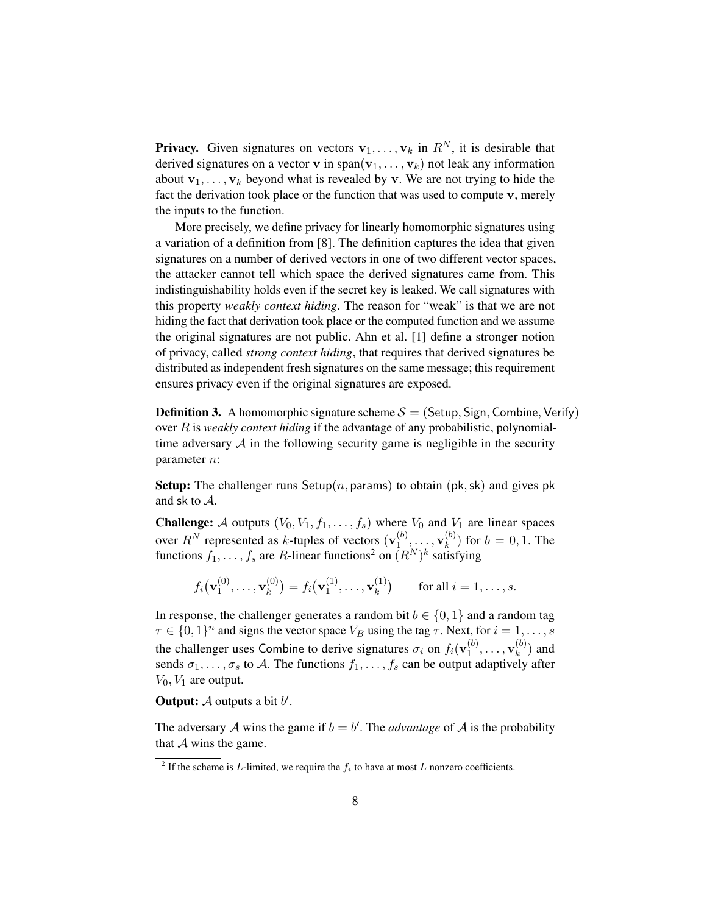**Privacy.** Given signatures on vectors $\mathbf{v}_1, \ldots, \mathbf{v}_k$ in $R^N$, it is desirable that derived signatures on a vector $\mathbf{v}$ in $\mathrm{span}(\mathbf{v}_1, \ldots, \mathbf{v}_k)$ not leak any information about $\mathbf{v}_1, \ldots, \mathbf{v}_k$ beyond what is revealed by $\mathbf{v}$. We are not trying to hide the fact the derivation took place or the function that was used to compute $\mathbf{v}$, merely the inputs to the function.

More precisely, we define privacy for linearly homomorphic signatures using a variation of a definition from [8]. The definition captures the idea that given signatures on a number of derived vectors in one of two different vector spaces, the attacker cannot tell which space the derived signatures came from. This indistinguishability holds even if the secret key is leaked. We call signatures with this property *weakly context hiding*. The reason for "weak" is that we are not hiding the fact that derivation took place or the computed function and we assume the original signatures are not public. Ahn et al. [1] define a stronger notion of privacy, called *strong context hiding*, that requires that derived signatures be distributed as independent fresh signatures on the same message; this requirement ensures privacy even if the original signatures are exposed.

**Definition 3.** A homomorphic signature scheme $\mathcal{S} = (\mathsf{Setup}, \mathsf{Sign}, \mathsf{Combine}, \mathsf{Verify})$ over $R$ is *weakly context hiding* if the advantage of any probabilistic, polynomial-time adversary $\mathcal{A}$ in the following security game is negligible in the security parameter $n$:

**Setup:** The challenger runs $\mathsf{Setup}(n, \mathsf{params})$ to obtain $(\mathsf{pk}, \mathsf{sk})$ and gives $\mathsf{pk}$ and $\mathsf{sk}$ to $\mathcal{A}$.

**Challenge:** $\mathcal{A}$ outputs $(V_0, V_1, f_1, \ldots, f_s)$ where $V_0$ and $V_1$ are linear spaces over $R^N$ represented as $k$-tuples of vectors $(\mathbf{v}_1^{(b)}, \ldots, \mathbf{v}_k^{(b)})$ for $b = 0, 1$. The functions $f_1, \ldots, f_s$ are $R$-linear functions[2] on $(R^N)^k$ satisfying

$$f_i\big(\mathbf{v}_1^{(0)}, \ldots, \mathbf{v}_k^{(0)}\big) = f_i\big(\mathbf{v}_1^{(1)}, \ldots, \mathbf{v}_k^{(1)}\big) \qquad \text{for all } i = 1, \ldots, s.$$

In response, the challenger generates a random bit $b \in \{0,1\}$ and a random tag $\tau \in \{0,1\}^n$ and signs the vector space $V_B$ using the tag $\tau$. Next, for $i = 1, \ldots, s$ the challenger uses $\mathsf{Combine}$ to derive signatures $\sigma_i$ on $f_i(\mathbf{v}_1^{(b)}, \ldots, \mathbf{v}_k^{(b)})$ and sends $\sigma_1, \ldots, \sigma_s$ to $\mathcal{A}$. The functions $f_1, \ldots, f_s$ can be output adaptively after $V_0, V_1$ are output.

**Output:** $\mathcal{A}$ outputs a bit $b'$.

The adversary $\mathcal{A}$ wins the game if $b = b'$. The *advantage* of $\mathcal{A}$ is the probability that $\mathcal{A}$ wins the game.

[2] If the scheme is $L$-limited, we require the $f_i$ to have at most $L$ nonzero coefficients.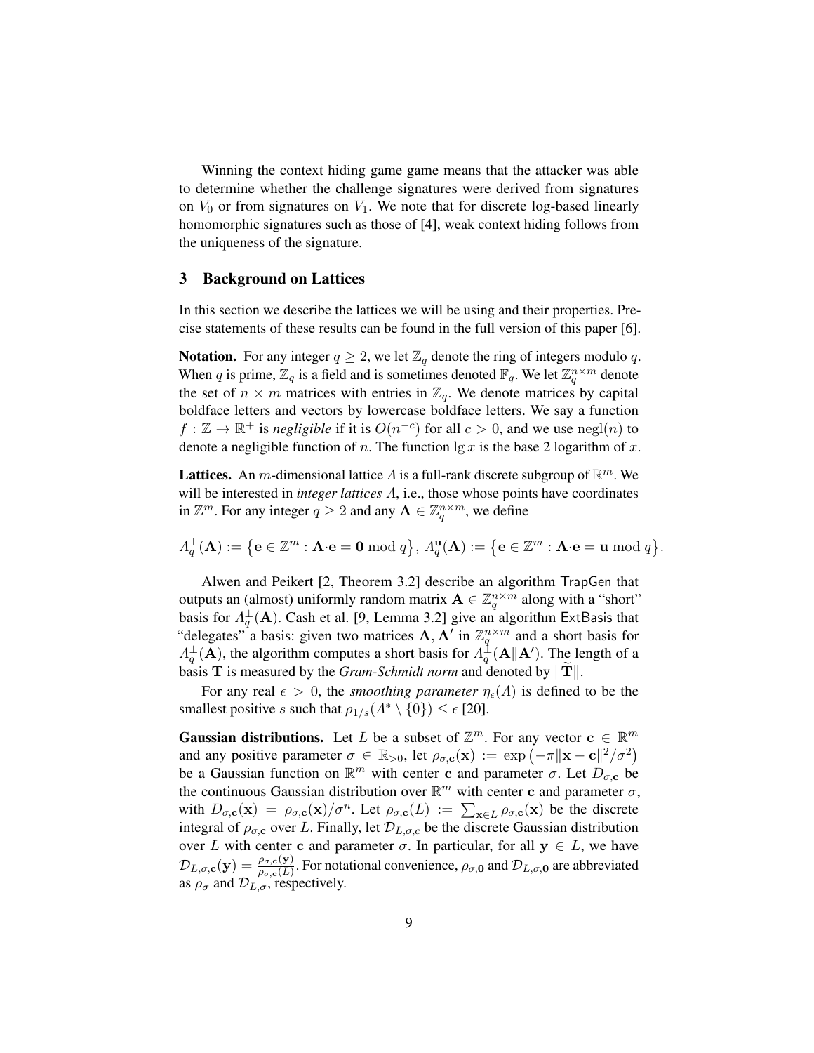Winning the context hiding game game means that the attacker was able to determine whether the challenge signatures were derived from signatures on $V_0$ or from signatures on $V_1$. We note that for discrete log-based linearly homomorphic signatures such as those of [4], weak context hiding follows from the uniqueness of the signature.

## 3 Background on Lattices

In this section we describe the lattices we will be using and their properties. Precise statements of these results can be found in the full version of this paper [6].

**Notation.** For any integer $q \geq 2$, we let $\mathbb{Z}_q$ denote the ring of integers modulo $q$. When $q$ is prime, $\mathbb{Z}_q$ is a field and is sometimes denoted $\mathbb{F}_q$. We let $\mathbb{Z}_q^{n \times m}$ denote the set of $n \times m$ matrices with entries in $\mathbb{Z}_q$. We denote matrices by capital boldface letters and vectors by lowercase boldface letters. We say a function $f : \mathbb{Z} \to \mathbb{R}^+$ is *negligible* if it is $O(n^{-c})$ for all $c > 0$, and we use $\operatorname{negl}(n)$ to denote a negligible function of $n$. The function $\lg x$ is the base 2 logarithm of $x$.

**Lattices.** An $m$-dimensional lattice $\Lambda$ is a full-rank discrete subgroup of $\mathbb{R}^m$. We will be interested in *integer lattices* $\Lambda$, i.e., those whose points have coordinates in $\mathbb{Z}^m$. For any integer $q \geq 2$ and any $\mathbf{A} \in \mathbb{Z}_q^{n \times m}$, we define

$$\Lambda_q^{\perp}(\mathbf{A}) := \left\{ \mathbf{e} \in \mathbb{Z}^m : \mathbf{A} \cdot \mathbf{e} = \mathbf{0} \bmod q \right\}, \; \Lambda_q^{\mathbf{u}}(\mathbf{A}) := \left\{ \mathbf{e} \in \mathbb{Z}^m : \mathbf{A} \cdot \mathbf{e} = \mathbf{u} \bmod q \right\}.$$

Alwen and Peikert [2, Theorem 3.2] describe an algorithm TrapGen that outputs an (almost) uniformly random matrix $\mathbf{A} \in \mathbb{Z}_q^{n \times m}$ along with a "short" basis for $\Lambda_q^{\perp}(\mathbf{A})$. Cash et al. [9, Lemma 3.2] give an algorithm ExtBasis that "delegates" a basis: given two matrices $\mathbf{A}, \mathbf{A}'$ in $\mathbb{Z}_q^{n \times m}$ and a short basis for $\Lambda_q^{\perp}(\mathbf{A})$, the algorithm computes a short basis for $\Lambda_q^{\perp}(\mathbf{A} \| \mathbf{A}')$. The length of a basis $\mathbf{T}$ is measured by the *Gram-Schmidt norm* and denoted by $\|\widetilde{\mathbf{T}}\|$.

For any real $\epsilon > 0$, the *smoothing parameter* $\eta_\epsilon(\Lambda)$ is defined to be the smallest positive $s$ such that $\rho_{1/s}(\Lambda^* \setminus \{0\}) \leq \epsilon$ [20].

**Gaussian distributions.** Let $L$ be a subset of $\mathbb{Z}^m$. For any vector $\mathbf{c} \in \mathbb{R}^m$ and any positive parameter $\sigma \in \mathbb{R}_{>0}$, let $\rho_{\sigma,\mathbf{c}}(\mathbf{x}) := \exp\left(-\pi \|\mathbf{x} - \mathbf{c}\|^2 / \sigma^2\right)$ be a Gaussian function on $\mathbb{R}^m$ with center $\mathbf{c}$ and parameter $\sigma$. Let $D_{\sigma,\mathbf{c}}$ be the continuous Gaussian distribution over $\mathbb{R}^m$ with center $\mathbf{c}$ and parameter $\sigma$, with $D_{\sigma,\mathbf{c}}(\mathbf{x}) = \rho_{\sigma,\mathbf{c}}(\mathbf{x}) / \sigma^n$. Let $\rho_{\sigma,\mathbf{c}}(L) := \sum_{\mathbf{x} \in L} \rho_{\sigma,\mathbf{c}}(\mathbf{x})$ be the discrete integral of $\rho_{\sigma,\mathbf{c}}$ over $L$. Finally, let $\mathcal{D}_{L,\sigma,c}$ be the discrete Gaussian distribution over $L$ with center $\mathbf{c}$ and parameter $\sigma$. In particular, for all $\mathbf{y} \in L$, we have $\mathcal{D}_{L,\sigma,\mathbf{c}}(\mathbf{y}) = \frac{\rho_{\sigma,\mathbf{c}}(\mathbf{y})}{\rho_{\sigma,\mathbf{c}}(L)}$. For notational convenience, $\rho_{\sigma,\mathbf{0}}$ and $\mathcal{D}_{L,\sigma,\mathbf{0}}$ are abbreviated as $\rho_\sigma$ and $\mathcal{D}_{L,\sigma}$, respectively.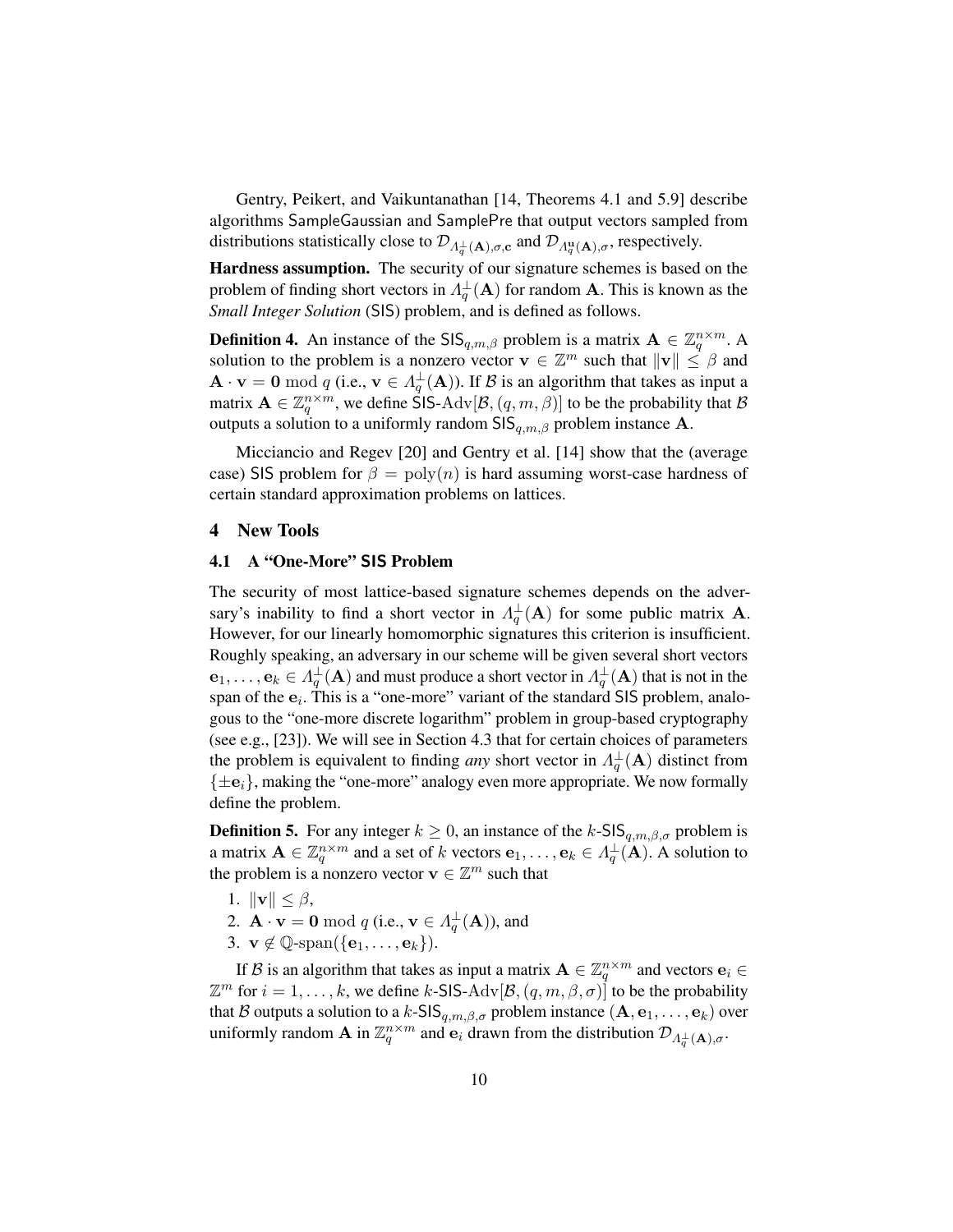Gentry, Peikert, and Vaikuntanathan [14, Theorems 4.1 and 5.9] describe algorithms SampleGaussian and SamplePre that output vectors sampled from distributions statistically close to $\mathcal{D}_{\Lambda_q^\perp(\mathbf{A}),\sigma,\mathbf{c}}$ and $\mathcal{D}_{\Lambda_q^{\mathbf{u}}(\mathbf{A}),\sigma}$, respectively.

**Hardness assumption.** The security of our signature schemes is based on the problem of finding short vectors in $\Lambda_q^\perp(\mathbf{A})$ for random $\mathbf{A}$. This is known as the *Small Integer Solution* (SIS) problem, and is defined as follows.

**Definition 4.** An instance of the $\mathsf{SIS}_{q,m,\beta}$ problem is a matrix $\mathbf{A} \in \mathbb{Z}_q^{n\times m}$. A solution to the problem is a nonzero vector $\mathbf{v} \in \mathbb{Z}^m$ such that $\|\mathbf{v}\| \leq \beta$ and $\mathbf{A} \cdot \mathbf{v} = \mathbf{0} \bmod q$ (i.e., $\mathbf{v} \in \Lambda_q^\perp(\mathbf{A})$). If $\mathcal{B}$ is an algorithm that takes as input a matrix $\mathbf{A} \in \mathbb{Z}_q^{n\times m}$, we define $\mathsf{SIS}\text{-}\mathrm{Adv}[\mathcal{B}, (q, m, \beta)]$ to be the probability that $\mathcal{B}$ outputs a solution to a uniformly random $\mathsf{SIS}_{q,m,\beta}$ problem instance $\mathbf{A}$.

Micciancio and Regev [20] and Gentry et al. [14] show that the (average case) SIS problem for $\beta = \mathrm{poly}(n)$ is hard assuming worst-case hardness of certain standard approximation problems on lattices.

## 4 New Tools

### 4.1 A "One-More" SIS Problem

The security of most lattice-based signature schemes depends on the adversary's inability to find a short vector in $\Lambda_q^\perp(\mathbf{A})$ for some public matrix $\mathbf{A}$. However, for our linearly homomorphic signatures this criterion is insufficient. Roughly speaking, an adversary in our scheme will be given several short vectors $\mathbf{e}_1, \ldots, \mathbf{e}_k \in \Lambda_q^\perp(\mathbf{A})$ and must produce a short vector in $\Lambda_q^\perp(\mathbf{A})$ that is not in the span of the $\mathbf{e}_i$. This is a "one-more" variant of the standard SIS problem, analogous to the "one-more discrete logarithm" problem in group-based cryptography (see e.g., [23]). We will see in Section 4.3 that for certain choices of parameters the problem is equivalent to finding *any* short vector in $\Lambda_q^\perp(\mathbf{A})$ distinct from $\{\pm\mathbf{e}_i\}$, making the "one-more" analogy even more appropriate. We now formally define the problem.

**Definition 5.** For any integer $k \geq 0$, an instance of the $k$-$\mathsf{SIS}_{q,m,\beta,\sigma}$ problem is a matrix $\mathbf{A} \in \mathbb{Z}_q^{n\times m}$ and a set of $k$ vectors $\mathbf{e}_1, \ldots, \mathbf{e}_k \in \Lambda_q^\perp(\mathbf{A})$. A solution to the problem is a nonzero vector $\mathbf{v} \in \mathbb{Z}^m$ such that

1. $\|\mathbf{v}\| \leq \beta$,
2. $\mathbf{A} \cdot \mathbf{v} = \mathbf{0} \bmod q$ (i.e., $\mathbf{v} \in \Lambda_q^\perp(\mathbf{A})$), and
3. $\mathbf{v} \notin \mathbb{Q}\text{-span}(\{\mathbf{e}_1, \ldots, \mathbf{e}_k\})$.

If $\mathcal{B}$ is an algorithm that takes as input a matrix $\mathbf{A} \in \mathbb{Z}_q^{n\times m}$ and vectors $\mathbf{e}_i \in \mathbb{Z}^m$ for $i = 1, \ldots, k$, we define $k$-$\mathsf{SIS}\text{-}\mathrm{Adv}[\mathcal{B}, (q, m, \beta, \sigma)]$ to be the probability that $\mathcal{B}$ outputs a solution to a $k$-$\mathsf{SIS}_{q,m,\beta,\sigma}$ problem instance $(\mathbf{A}, \mathbf{e}_1, \ldots, \mathbf{e}_k)$ over uniformly random $\mathbf{A}$ in $\mathbb{Z}_q^{n\times m}$ and $\mathbf{e}_i$ drawn from the distribution $\mathcal{D}_{\Lambda_q^\perp(\mathbf{A}),\sigma}$.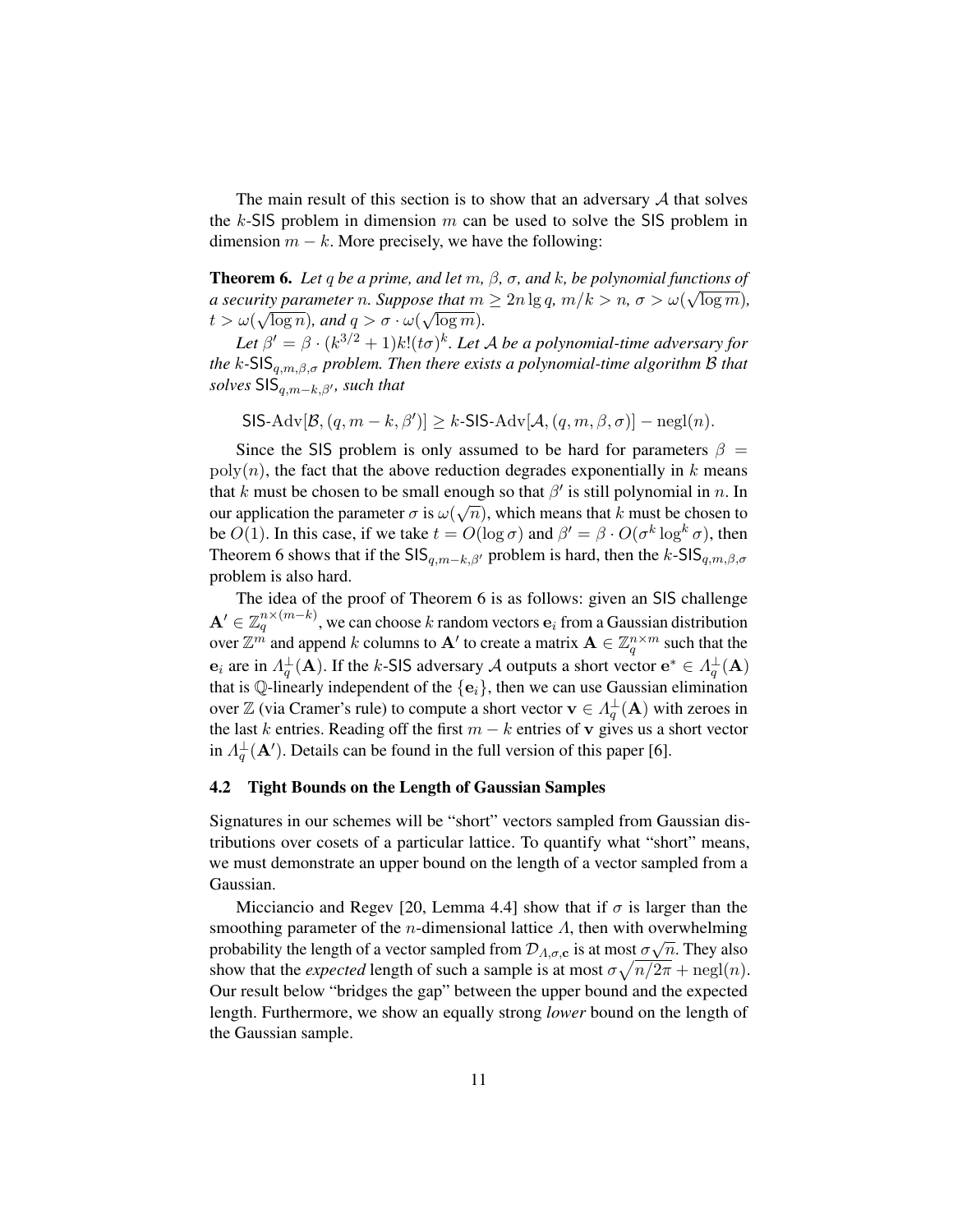The main result of this section is to show that an adversary $\mathcal{A}$ that solves the $k$-SIS problem in dimension $m$ can be used to solve the SIS problem in dimension $m - k$. More precisely, we have the following:

**Theorem 6.** *Let $q$ be a prime, and let $m$, $\beta$, $\sigma$, and $k$, be polynomial functions of a security parameter $n$. Suppose that $m \geq 2n \lg q$, $m/k > n$, $\sigma > \omega(\sqrt{\log m})$, $t > \omega(\sqrt{\log n})$, and $q > \sigma \cdot \omega(\sqrt{\log m})$.*

*Let $\beta' = \beta \cdot (k^{3/2} + 1)k!(t\sigma)^k$. Let $\mathcal{A}$ be a polynomial-time adversary for the $k$-$\mathsf{SIS}_{q,m,\beta,\sigma}$ problem. Then there exists a polynomial-time algorithm $\mathcal{B}$ that solves $\mathsf{SIS}_{q,m-k,\beta'}$, such that*

$$\mathsf{SIS}\text{-Adv}[\mathcal{B}, (q, m-k, \beta')] \geq k\text{-}\mathsf{SIS}\text{-Adv}[\mathcal{A}, (q, m, \beta, \sigma)] - \text{negl}(n).$$

Since the SIS problem is only assumed to be hard for parameters $\beta = \text{poly}(n)$, the fact that the above reduction degrades exponentially in $k$ means that $k$ must be chosen to be small enough so that $\beta'$ is still polynomial in $n$. In our application the parameter $\sigma$ is $\omega(\sqrt{n})$, which means that $k$ must be chosen to be $O(1)$. In this case, if we take $t = O(\log \sigma)$ and $\beta' = \beta \cdot O(\sigma^k \log^k \sigma)$, then Theorem 6 shows that if the $\mathsf{SIS}_{q,m-k,\beta'}$ problem is hard, then the $k$-$\mathsf{SIS}_{q,m,\beta,\sigma}$ problem is also hard.

The idea of the proof of Theorem 6 is as follows: given an SIS challenge $\mathbf{A}' \in \mathbb{Z}_q^{n \times (m-k)}$, we can choose $k$ random vectors $\mathbf{e}_i$ from a Gaussian distribution over $\mathbb{Z}^m$ and append $k$ columns to $\mathbf{A}'$ to create a matrix $\mathbf{A} \in \mathbb{Z}_q^{n \times m}$ such that the $\mathbf{e}_i$ are in $\Lambda_q^\perp(\mathbf{A})$. If the $k$-SIS adversary $\mathcal{A}$ outputs a short vector $\mathbf{e}^* \in \Lambda_q^\perp(\mathbf{A})$ that is $\mathbb{Q}$-linearly independent of the $\{\mathbf{e}_i\}$, then we can use Gaussian elimination over $\mathbb{Z}$ (via Cramer's rule) to compute a short vector $\mathbf{v} \in \Lambda_q^\perp(\mathbf{A})$ with zeroes in the last $k$ entries. Reading off the first $m - k$ entries of $\mathbf{v}$ gives us a short vector in $\Lambda_q^\perp(\mathbf{A}')$. Details can be found in the full version of this paper [6].

### 4.2 Tight Bounds on the Length of Gaussian Samples

Signatures in our schemes will be "short" vectors sampled from Gaussian distributions over cosets of a particular lattice. To quantify what "short" means, we must demonstrate an upper bound on the length of a vector sampled from a Gaussian.

Micciancio and Regev [20, Lemma 4.4] show that if $\sigma$ is larger than the smoothing parameter of the $n$-dimensional lattice $\Lambda$, then with overwhelming probability the length of a vector sampled from $\mathcal{D}_{\Lambda,\sigma,\mathbf{c}}$ is at most $\sigma\sqrt{n}$. They also show that the *expected* length of such a sample is at most $\sigma\sqrt{n/2\pi} + \text{negl}(n)$. Our result below "bridges the gap" between the upper bound and the expected length. Furthermore, we show an equally strong *lower* bound on the length of the Gaussian sample.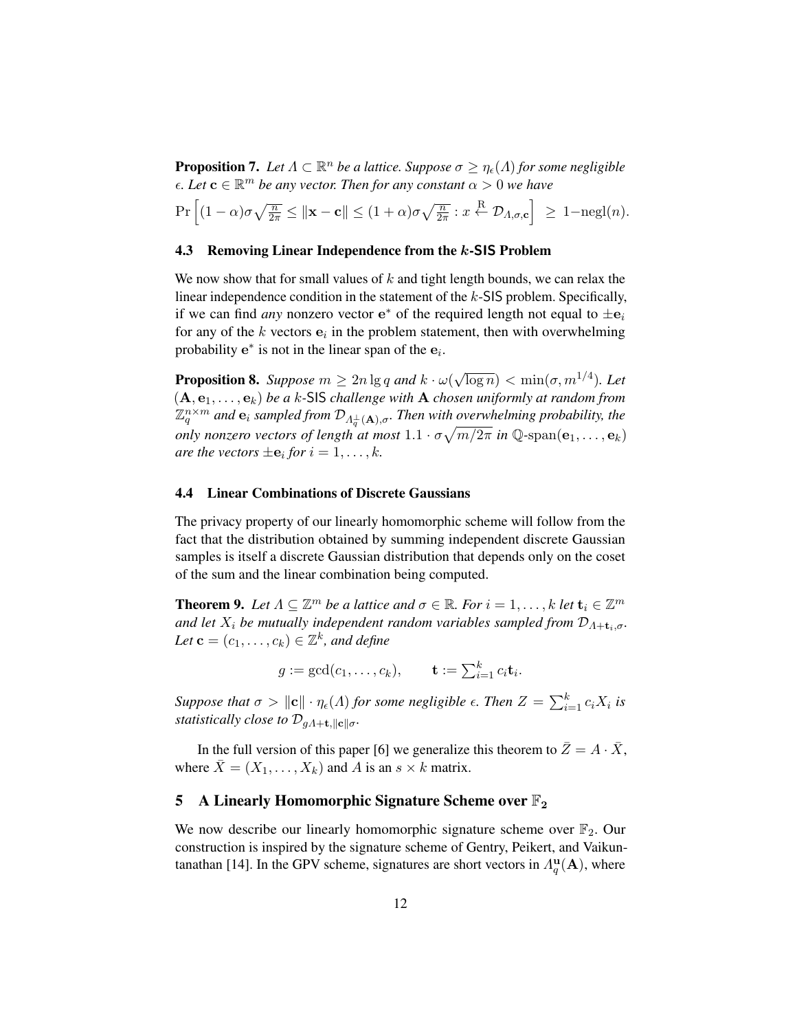**Proposition 7.** *Let $\Lambda \subset \mathbb{R}^n$ be a lattice. Suppose $\sigma \geq \eta_\epsilon(\Lambda)$ for some negligible $\epsilon$. Let $\mathbf{c} \in \mathbb{R}^m$ be any vector. Then for any constant $\alpha > 0$ we have*

$$\Pr\left[(1-\alpha)\sigma\sqrt{\tfrac{n}{2\pi}} \leq \|\mathbf{x} - \mathbf{c}\| \leq (1+\alpha)\sigma\sqrt{\tfrac{n}{2\pi}} : x \xleftarrow{\mathrm{R}} \mathcal{D}_{\Lambda,\sigma,\mathbf{c}}\right] \;\geq\; 1 - \mathrm{negl}(n).$$

### 4.3 Removing Linear Independence from the $k$-SIS Problem

We now show that for small values of $k$ and tight length bounds, we can relax the linear independence condition in the statement of the $k$-SIS problem. Specifically, if we can find *any* nonzero vector $\mathbf{e}^*$ of the required length not equal to $\pm\mathbf{e}_i$ for any of the $k$ vectors $\mathbf{e}_i$ in the problem statement, then with overwhelming probability $\mathbf{e}^*$ is not in the linear span of the $\mathbf{e}_i$.

**Proposition 8.** *Suppose $m \geq 2n \lg q$ and $k \cdot \omega(\sqrt{\log n}) < \min(\sigma, m^{1/4})$. Let $(\mathbf{A}, \mathbf{e}_1, \ldots, \mathbf{e}_k)$ be a $k$-SIS challenge with $\mathbf{A}$ chosen uniformly at random from $\mathbb{Z}_q^{n \times m}$ and $\mathbf{e}_i$ sampled from $\mathcal{D}_{\Lambda_q^\perp(\mathbf{A}),\sigma}$. Then with overwhelming probability, the only nonzero vectors of length at most $1.1 \cdot \sigma\sqrt{m/2\pi}$ in $\mathbb{Q}\text{-span}(\mathbf{e}_1, \ldots, \mathbf{e}_k)$ are the vectors $\pm\mathbf{e}_i$ for $i = 1, \ldots, k$.*

### 4.4 Linear Combinations of Discrete Gaussians

The privacy property of our linearly homomorphic scheme will follow from the fact that the distribution obtained by summing independent discrete Gaussian samples is itself a discrete Gaussian distribution that depends only on the coset of the sum and the linear combination being computed.

**Theorem 9.** *Let $\Lambda \subseteq \mathbb{Z}^m$ be a lattice and $\sigma \in \mathbb{R}$. For $i = 1, \ldots, k$ let $\mathbf{t}_i \in \mathbb{Z}^m$ and let $X_i$ be mutually independent random variables sampled from $\mathcal{D}_{\Lambda+\mathbf{t}_i,\sigma}$. Let $\mathbf{c} = (c_1, \ldots, c_k) \in \mathbb{Z}^k$, and define*

$$g := \gcd(c_1, \ldots, c_k), \qquad \mathbf{t} := \textstyle\sum_{i=1}^k c_i \mathbf{t}_i.$$

*Suppose that $\sigma > \|\mathbf{c}\| \cdot \eta_\epsilon(\Lambda)$ for some negligible $\epsilon$. Then $Z = \sum_{i=1}^k c_i X_i$ is statistically close to $\mathcal{D}_{g\Lambda+\mathbf{t},\|\mathbf{c}\|\sigma}$.*

In the full version of this paper [6] we generalize this theorem to $\bar{Z} = A \cdot \bar{X}$, where $\bar{X} = (X_1, \ldots, X_k)$ and $A$ is an $s \times k$ matrix.

## 5 A Linearly Homomorphic Signature Scheme over $\mathbb{F}_2$

We now describe our linearly homomorphic signature scheme over $\mathbb{F}_2$. Our construction is inspired by the signature scheme of Gentry, Peikert, and Vaikuntanathan [14]. In the GPV scheme, signatures are short vectors in $\Lambda_q^{\mathbf{u}}(\mathbf{A})$, where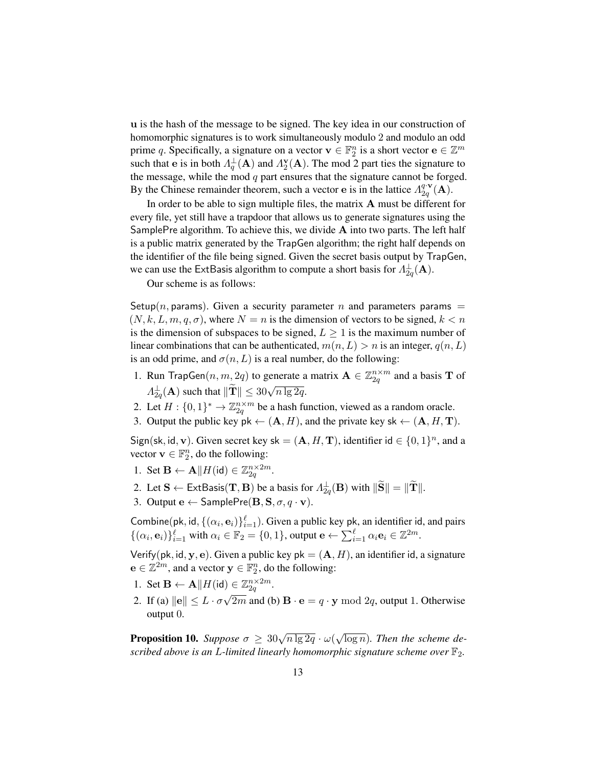$\mathbf{u}$ is the hash of the message to be signed. The key idea in our construction of homomorphic signatures is to work simultaneously modulo 2 and modulo an odd prime $q$. Specifically, a signature on a vector $\mathbf{v} \in \mathbb{F}_2^n$ is a short vector $\mathbf{e} \in \mathbb{Z}^m$ such that $\mathbf{e}$ is in both $\Lambda_q^\perp(\mathbf{A})$ and $\Lambda_2^{\mathbf{v}}(\mathbf{A})$. The mod 2 part ties the signature to the message, while the mod $q$ part ensures that the signature cannot be forged. By the Chinese remainder theorem, such a vector $\mathbf{e}$ is in the lattice $\Lambda_{2q}^{q \cdot \mathbf{v}}(\mathbf{A})$.

In order to be able to sign multiple files, the matrix $\mathbf{A}$ must be different for every file, yet still have a trapdoor that allows us to generate signatures using the SamplePre algorithm. To achieve this, we divide $\mathbf{A}$ into two parts. The left half is a public matrix generated by the TrapGen algorithm; the right half depends on the identifier of the file being signed. Given the secret basis output by TrapGen, we can use the ExtBasis algorithm to compute a short basis for $\Lambda_{2q}^\perp(\mathbf{A})$.

Our scheme is as follows:

Setup($n$, params). Given a security parameter $n$ and parameters params $= (N, k, L, m, q, \sigma)$, where $N = n$ is the dimension of vectors to be signed, $k < n$ is the dimension of subspaces to be signed, $L \geq 1$ is the maximum number of linear combinations that can be authenticated, $m(n, L) > n$ is an integer, $q(n, L)$ is an odd prime, and $\sigma(n, L)$ is a real number, do the following:

1. Run TrapGen$(n, m, 2q)$ to generate a matrix $\mathbf{A} \in \mathbb{Z}_{2q}^{n \times m}$ and a basis $\mathbf{T}$ of $\Lambda_{2q}^\perp(\mathbf{A})$ such that $\|\widetilde{\mathbf{T}}\| \leq 30\sqrt{n \lg 2q}$.
2. Let $H : \{0,1\}^* \to \mathbb{Z}_{2q}^{n \times m}$ be a hash function, viewed as a random oracle.
3. Output the public key pk $\leftarrow (\mathbf{A}, H)$, and the private key sk $\leftarrow (\mathbf{A}, H, \mathbf{T})$.

Sign(sk, id, $\mathbf{v}$). Given secret key sk $= (\mathbf{A}, H, \mathbf{T})$, identifier id $\in \{0,1\}^n$, and a vector $\mathbf{v} \in \mathbb{F}_2^n$, do the following:

1. Set $\mathbf{B} \leftarrow \mathbf{A} \| H(\mathsf{id}) \in \mathbb{Z}_{2q}^{n \times 2m}$.
2. Let $\mathbf{S} \leftarrow$ ExtBasis$(\mathbf{T}, \mathbf{B})$ be a basis for $\Lambda_{2q}^\perp(\mathbf{B})$ with $\|\widetilde{\mathbf{S}}\| = \|\widetilde{\mathbf{T}}\|$.
3. Output $\mathbf{e} \leftarrow$ SamplePre$(\mathbf{B}, \mathbf{S}, \sigma, q \cdot \mathbf{v})$.

Combine(pk, id, $\{(\alpha_i, \mathbf{e}_i)\}_{i=1}^\ell$). Given a public key pk, an identifier id, and pairs $\{(\alpha_i, \mathbf{e}_i)\}_{i=1}^\ell$ with $\alpha_i \in \mathbb{F}_2 = \{0,1\}$, output $\mathbf{e} \leftarrow \sum_{i=1}^\ell \alpha_i \mathbf{e}_i \in \mathbb{Z}^{2m}$.

Verify(pk, id, $\mathbf{y}$, $\mathbf{e}$). Given a public key pk $= (\mathbf{A}, H)$, an identifier id, a signature $\mathbf{e} \in \mathbb{Z}^{2m}$, and a vector $\mathbf{y} \in \mathbb{F}_2^n$, do the following:

1. Set $\mathbf{B} \leftarrow \mathbf{A} \| H(\mathsf{id}) \in \mathbb{Z}_{2q}^{n \times 2m}$.
2. If (a) $\|\mathbf{e}\| \leq L \cdot \sigma\sqrt{2m}$ and (b) $\mathbf{B} \cdot \mathbf{e} = q \cdot \mathbf{y} \bmod 2q$, output 1. Otherwise output 0.

**Proposition 10.** *Suppose $\sigma \geq 30\sqrt{n \lg 2q} \cdot \omega(\sqrt{\log n})$. Then the scheme described above is an $L$-limited linearly homomorphic signature scheme over $\mathbb{F}_2$.*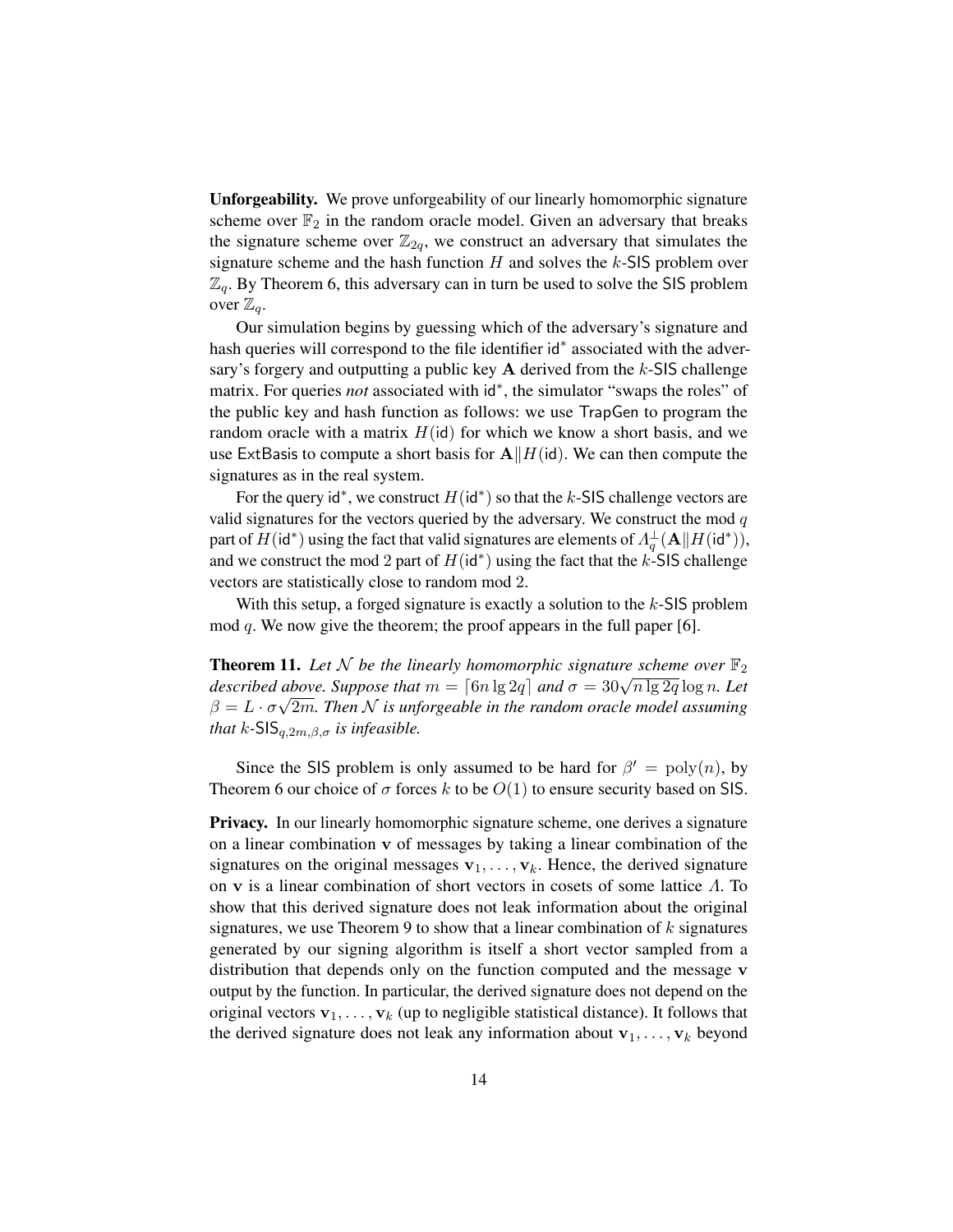**Unforgeability.** We prove unforgeability of our linearly homomorphic signature scheme over $\mathbb{F}_2$ in the random oracle model. Given an adversary that breaks the signature scheme over $\mathbb{Z}_{2q}$, we construct an adversary that simulates the signature scheme and the hash function $H$ and solves the $k$-SIS problem over $\mathbb{Z}_q$. By Theorem 6, this adversary can in turn be used to solve the SIS problem over $\mathbb{Z}_q$.

Our simulation begins by guessing which of the adversary's signature and hash queries will correspond to the file identifier $\mathsf{id}^*$ associated with the adversary's forgery and outputting a public key $\mathbf{A}$ derived from the $k$-SIS challenge matrix. For queries *not* associated with $\mathsf{id}^*$, the simulator "swaps the roles" of the public key and hash function as follows: we use TrapGen to program the random oracle with a matrix $H(\mathsf{id})$ for which we know a short basis, and we use ExtBasis to compute a short basis for $\mathbf{A}\|H(\mathsf{id})$. We can then compute the signatures as in the real system.

For the query $\mathsf{id}^*$, we construct $H(\mathsf{id}^*)$ so that the $k$-SIS challenge vectors are valid signatures for the vectors queried by the adversary. We construct the mod $q$ part of $H(\mathsf{id}^*)$ using the fact that valid signatures are elements of $\Lambda_q^{\perp}(\mathbf{A}\|H(\mathsf{id}^*))$, and we construct the mod 2 part of $H(\mathsf{id}^*)$ using the fact that the $k$-SIS challenge vectors are statistically close to random mod 2.

With this setup, a forged signature is exactly a solution to the $k$-SIS problem mod $q$. We now give the theorem; the proof appears in the full paper [6].

**Theorem 11.** *Let $\mathcal{N}$ be the linearly homomorphic signature scheme over $\mathbb{F}_2$ described above. Suppose that $m = \lceil 6n \lg 2q \rceil$ and $\sigma = 30\sqrt{n \lg 2q} \log n$. Let $\beta = L \cdot \sigma\sqrt{2m}$. Then $\mathcal{N}$ is unforgeable in the random oracle model assuming that $k$-$\mathsf{SIS}_{q,2m,\beta,\sigma}$ is infeasible.*

Since the SIS problem is only assumed to be hard for $\beta' = \mathrm{poly}(n)$, by Theorem 6 our choice of $\sigma$ forces $k$ to be $O(1)$ to ensure security based on SIS.

**Privacy.** In our linearly homomorphic signature scheme, one derives a signature on a linear combination $\mathbf{v}$ of messages by taking a linear combination of the signatures on the original messages $\mathbf{v}_1, \ldots, \mathbf{v}_k$. Hence, the derived signature on $\mathbf{v}$ is a linear combination of short vectors in cosets of some lattice $\Lambda$. To show that this derived signature does not leak information about the original signatures, we use Theorem 9 to show that a linear combination of $k$ signatures generated by our signing algorithm is itself a short vector sampled from a distribution that depends only on the function computed and the message $\mathbf{v}$ output by the function. In particular, the derived signature does not depend on the original vectors $\mathbf{v}_1, \ldots, \mathbf{v}_k$ (up to negligible statistical distance). It follows that the derived signature does not leak any information about $\mathbf{v}_1, \ldots, \mathbf{v}_k$ beyond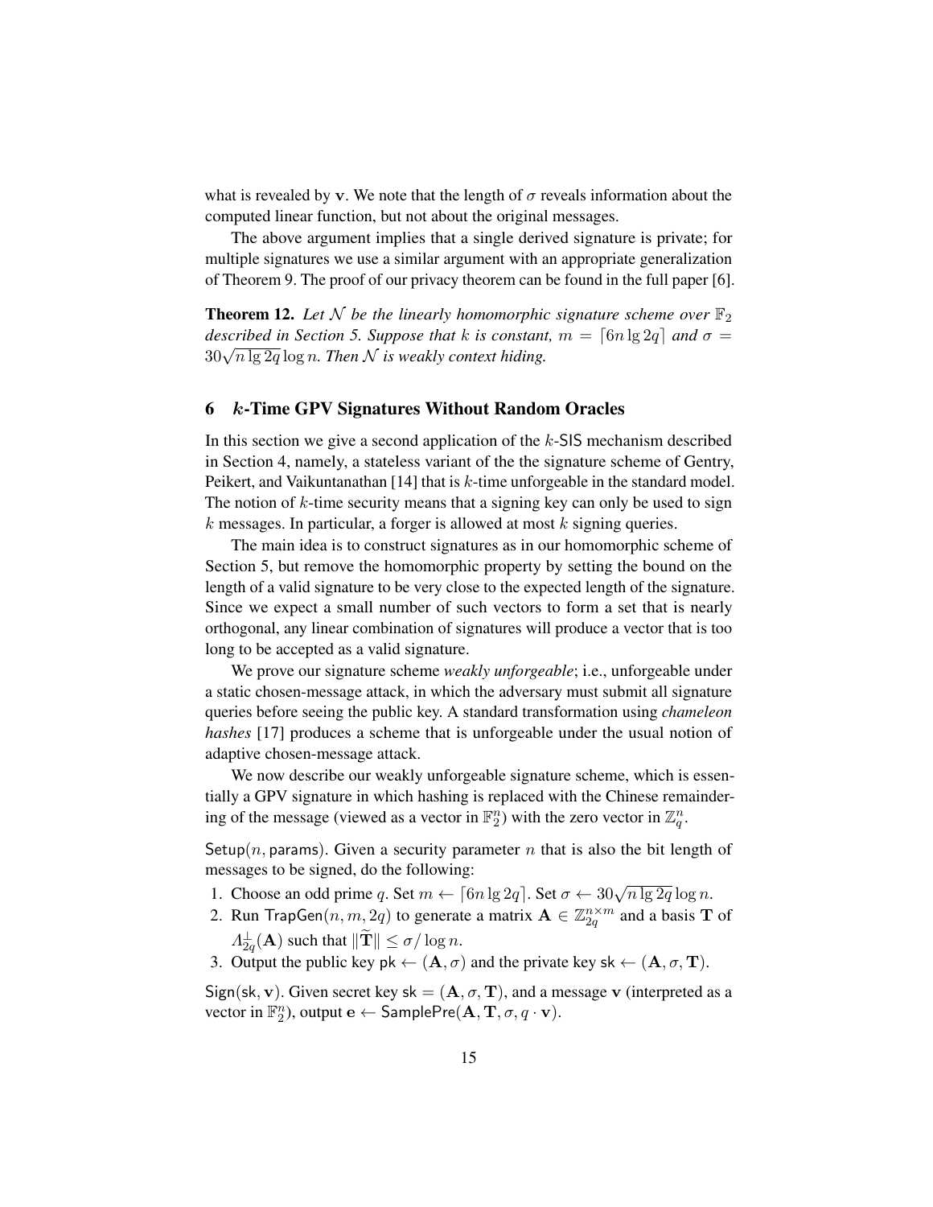what is revealed by $\mathbf{v}$. We note that the length of $\sigma$ reveals information about the computed linear function, but not about the original messages.

The above argument implies that a single derived signature is private; for multiple signatures we use a similar argument with an appropriate generalization of Theorem 9. The proof of our privacy theorem can be found in the full paper [6].

**Theorem 12.** *Let $\mathcal{N}$ be the linearly homomorphic signature scheme over $\mathbb{F}_2$ described in Section 5. Suppose that $k$ is constant, $m = \lceil 6n \lg 2q \rceil$ and $\sigma = 30\sqrt{n \lg 2q} \log n$. Then $\mathcal{N}$ is weakly context hiding.*

## 6 $k$-Time GPV Signatures Without Random Oracles

In this section we give a second application of the $k$-SIS mechanism described in Section 4, namely, a stateless variant of the the signature scheme of Gentry, Peikert, and Vaikuntanathan [14] that is $k$-time unforgeable in the standard model. The notion of $k$-time security means that a signing key can only be used to sign $k$ messages. In particular, a forger is allowed at most $k$ signing queries.

The main idea is to construct signatures as in our homomorphic scheme of Section 5, but remove the homomorphic property by setting the bound on the length of a valid signature to be very close to the expected length of the signature. Since we expect a small number of such vectors to form a set that is nearly orthogonal, any linear combination of signatures will produce a vector that is too long to be accepted as a valid signature.

We prove our signature scheme *weakly unforgeable*; i.e., unforgeable under a static chosen-message attack, in which the adversary must submit all signature queries before seeing the public key. A standard transformation using *chameleon hashes* [17] produces a scheme that is unforgeable under the usual notion of adaptive chosen-message attack.

We now describe our weakly unforgeable signature scheme, which is essentially a GPV signature in which hashing is replaced with the Chinese remaindering of the message (viewed as a vector in $\mathbb{F}_2^n$) with the zero vector in $\mathbb{Z}_q^n$.

$\mathsf{Setup}(n, \mathsf{params})$. Given a security parameter $n$ that is also the bit length of messages to be signed, do the following:

1. Choose an odd prime $q$. Set $m \leftarrow \lceil 6n \lg 2q \rceil$. Set $\sigma \leftarrow 30\sqrt{n \lg 2q} \log n$.
2. Run $\mathsf{TrapGen}(n, m, 2q)$ to generate a matrix $\mathbf{A} \in \mathbb{Z}_{2q}^{n \times m}$ and a basis $\mathbf{T}$ of $\Lambda_{2q}^{\perp}(\mathbf{A})$ such that $\|\widetilde{\mathbf{T}}\| \leq \sigma / \log n$.
3. Output the public key $\mathsf{pk} \leftarrow (\mathbf{A}, \sigma)$ and the private key $\mathsf{sk} \leftarrow (\mathbf{A}, \sigma, \mathbf{T})$.

$\mathsf{Sign}(\mathsf{sk}, \mathbf{v})$. Given secret key $\mathsf{sk} = (\mathbf{A}, \sigma, \mathbf{T})$, and a message $\mathbf{v}$ (interpreted as a vector in $\mathbb{F}_2^n$), output $\mathbf{e} \leftarrow \mathsf{SamplePre}(\mathbf{A}, \mathbf{T}, \sigma, q \cdot \mathbf{v})$.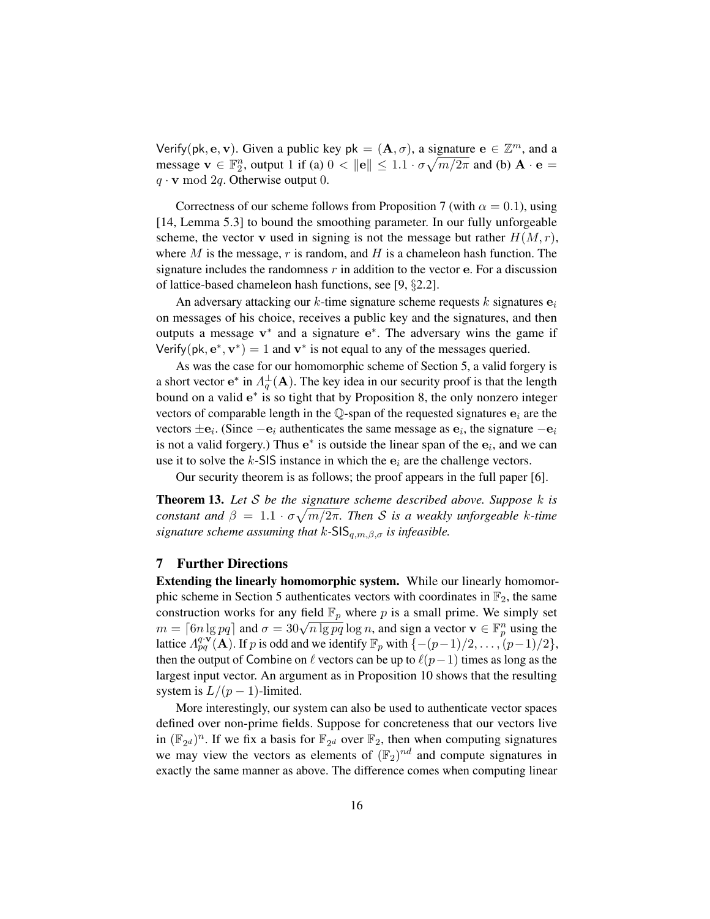Verify(pk, $\mathbf{e}$, $\mathbf{v}$). Given a public key pk $= (\mathbf{A}, \sigma)$, a signature $\mathbf{e} \in \mathbb{Z}^m$, and a message $\mathbf{v} \in \mathbb{F}_2^n$, output 1 if (a) $0 < \|\mathbf{e}\| \leq 1.1 \cdot \sigma\sqrt{m/2\pi}$ and (b) $\mathbf{A} \cdot \mathbf{e} = q \cdot \mathbf{v} \bmod 2q$. Otherwise output 0.

Correctness of our scheme follows from Proposition 7 (with $\alpha = 0.1$), using [14, Lemma 5.3] to bound the smoothing parameter. In our fully unforgeable scheme, the vector $\mathbf{v}$ used in signing is not the message but rather $H(M, r)$, where $M$ is the message, $r$ is random, and $H$ is a chameleon hash function. The signature includes the randomness $r$ in addition to the vector $\mathbf{e}$. For a discussion of lattice-based chameleon hash functions, see [9, §2.2].

An adversary attacking our $k$-time signature scheme requests $k$ signatures $\mathbf{e}_i$ on messages of his choice, receives a public key and the signatures, and then outputs a message $\mathbf{v}^*$ and a signature $\mathbf{e}^*$. The adversary wins the game if Verify(pk, $\mathbf{e}^*$, $\mathbf{v}^*$) $= 1$ and $\mathbf{v}^*$ is not equal to any of the messages queried.

As was the case for our homomorphic scheme of Section 5, a valid forgery is a short vector $\mathbf{e}^*$ in $\Lambda_q^\perp(\mathbf{A})$. The key idea in our security proof is that the length bound on a valid $\mathbf{e}^*$ is so tight that by Proposition 8, the only nonzero integer vectors of comparable length in the $\mathbb{Q}$-span of the requested signatures $\mathbf{e}_i$ are the vectors $\pm\mathbf{e}_i$. (Since $-\mathbf{e}_i$ authenticates the same message as $\mathbf{e}_i$, the signature $-\mathbf{e}_i$ is not a valid forgery.) Thus $\mathbf{e}^*$ is outside the linear span of the $\mathbf{e}_i$, and we can use it to solve the $k$-SIS instance in which the $\mathbf{e}_i$ are the challenge vectors.

Our security theorem is as follows; the proof appears in the full paper [6].

**Theorem 13.** *Let $\mathcal{S}$ be the signature scheme described above. Suppose $k$ is constant and $\beta = 1.1 \cdot \sigma\sqrt{m/2\pi}$. Then $\mathcal{S}$ is a weakly unforgeable $k$-time signature scheme assuming that $k$-$\mathsf{SIS}_{q,m,\beta,\sigma}$ is infeasible.*

## 7 Further Directions

**Extending the linearly homomorphic system.** While our linearly homomorphic scheme in Section 5 authenticates vectors with coordinates in $\mathbb{F}_2$, the same construction works for any field $\mathbb{F}_p$ where $p$ is a small prime. We simply set $m = \lceil 6n \lg pq \rceil$ and $\sigma = 30\sqrt{n \lg pq} \log n$, and sign a vector $\mathbf{v} \in \mathbb{F}_p^n$ using the lattice $\Lambda_{pq}^{q \cdot \mathbf{v}}(\mathbf{A})$. If $p$ is odd and we identify $\mathbb{F}_p$ with $\{-(p-1)/2, \ldots, (p-1)/2\}$, then the output of Combine on $\ell$ vectors can be up to $\ell(p-1)$ times as long as the largest input vector. An argument as in Proposition 10 shows that the resulting system is $L/(p-1)$-limited.

More interestingly, our system can also be used to authenticate vector spaces defined over non-prime fields. Suppose for concreteness that our vectors live in $(\mathbb{F}_{2^d})^n$. If we fix a basis for $\mathbb{F}_{2^d}$ over $\mathbb{F}_2$, then when computing signatures we may view the vectors as elements of $(\mathbb{F}_2)^{nd}$ and compute signatures in exactly the same manner as above. The difference comes when computing linear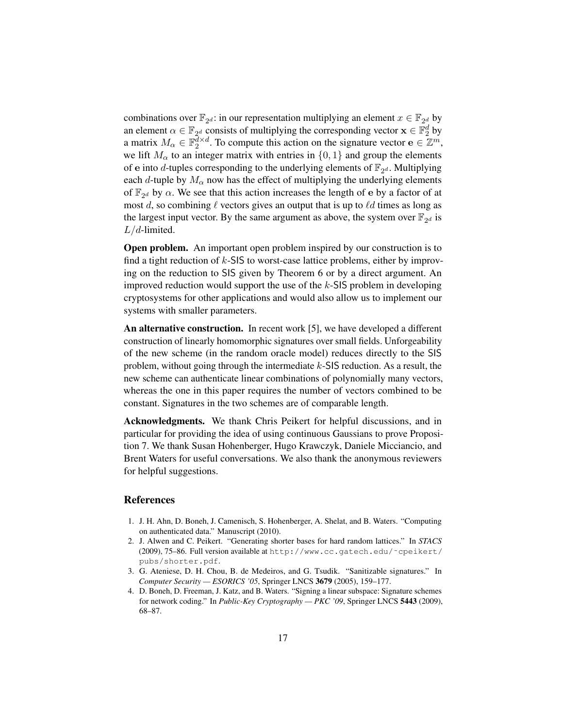combinations over $\mathbb{F}_{2^d}$: in our representation multiplying an element $x \in \mathbb{F}_{2^d}$ by an element $\alpha \in \mathbb{F}_{2^d}$ consists of multiplying the corresponding vector $\mathbf{x} \in \mathbb{F}_2^d$ by a matrix $M_\alpha \in \mathbb{F}_2^{d \times d}$. To compute this action on the signature vector $\mathbf{e} \in \mathbb{Z}^m$, we lift $M_\alpha$ to an integer matrix with entries in $\{0, 1\}$ and group the elements of $\mathbf{e}$ into $d$-tuples corresponding to the underlying elements of $\mathbb{F}_{2^d}$. Multiplying each $d$-tuple by $M_\alpha$ now has the effect of multiplying the underlying elements of $\mathbb{F}_{2^d}$ by $\alpha$. We see that this action increases the length of $\mathbf{e}$ by a factor of at most $d$, so combining $\ell$ vectors gives an output that is up to $\ell d$ times as long as the largest input vector. By the same argument as above, the system over $\mathbb{F}_{2^d}$ is $L/d$-limited.

**Open problem.** An important open problem inspired by our construction is to find a tight reduction of $k$-SIS to worst-case lattice problems, either by improving on the reduction to SIS given by Theorem 6 or by a direct argument. An improved reduction would support the use of the $k$-SIS problem in developing cryptosystems for other applications and would also allow us to implement our systems with smaller parameters.

**An alternative construction.** In recent work [5], we have developed a different construction of linearly homomorphic signatures over small fields. Unforgeability of the new scheme (in the random oracle model) reduces directly to the SIS problem, without going through the intermediate $k$-SIS reduction. As a result, the new scheme can authenticate linear combinations of polynomially many vectors, whereas the one in this paper requires the number of vectors combined to be constant. Signatures in the two schemes are of comparable length.

**Acknowledgments.** We thank Chris Peikert for helpful discussions, and in particular for providing the idea of using continuous Gaussians to prove Proposition 7. We thank Susan Hohenberger, Hugo Krawczyk, Daniele Micciancio, and Brent Waters for useful conversations. We also thank the anonymous reviewers for helpful suggestions.

## References

1. J. H. Ahn, D. Boneh, J. Camenisch, S. Hohenberger, A. Shelat, and B. Waters. "Computing on authenticated data." Manuscript (2010).
2. J. Alwen and C. Peikert. "Generating shorter bases for hard random lattices." In *STACS* (2009), 75–86. Full version available at `http://www.cc.gatech.edu/~cpeikert/pubs/shorter.pdf`.
3. G. Ateniese, D. H. Chou, B. de Medeiros, and G. Tsudik. "Sanitizable signatures." In *Computer Security — ESORICS '05*, Springer LNCS **3679** (2005), 159–177.
4. D. Boneh, D. Freeman, J. Katz, and B. Waters. "Signing a linear subspace: Signature schemes for network coding." In *Public-Key Cryptography — PKC '09*, Springer LNCS **5443** (2009), 68–87.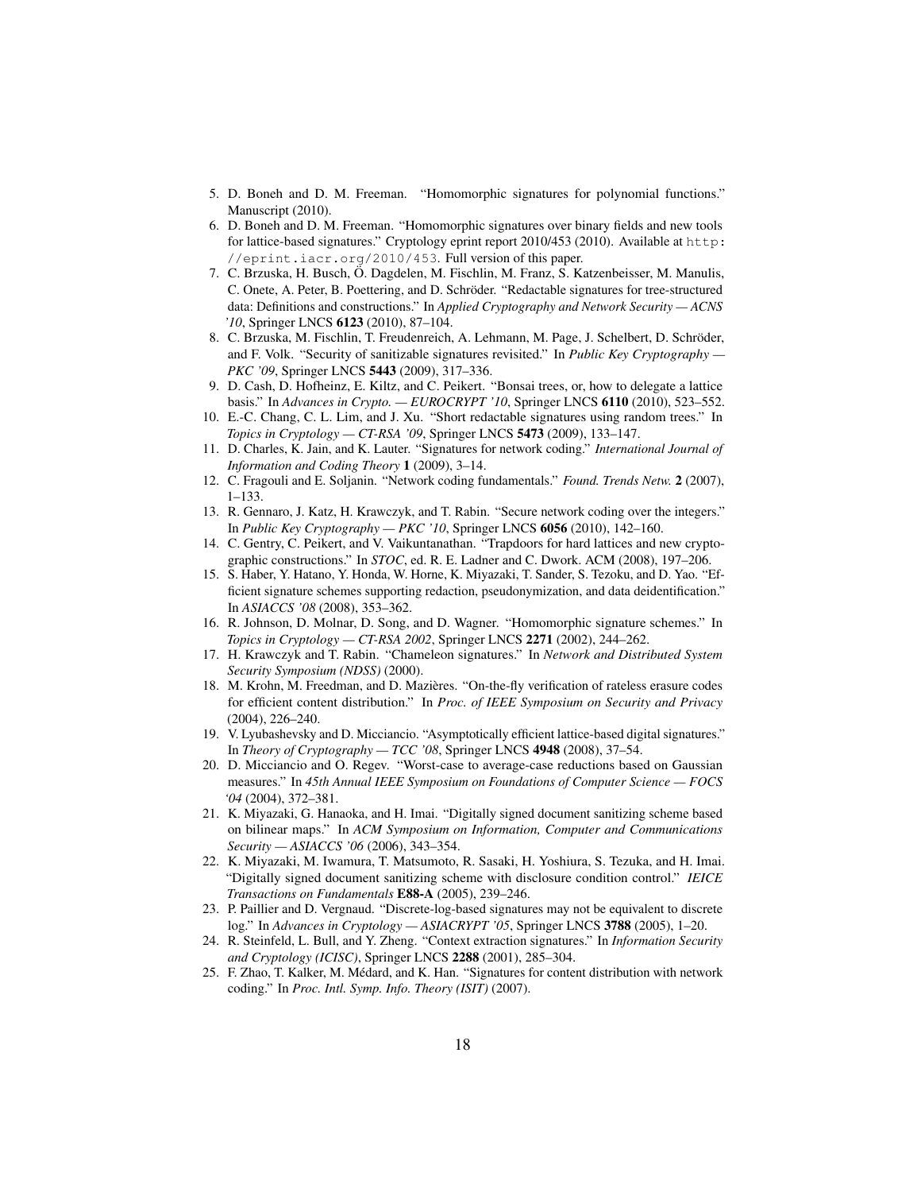5. D. Boneh and D. M. Freeman. "Homomorphic signatures for polynomial functions." Manuscript (2010).
6. D. Boneh and D. M. Freeman. "Homomorphic signatures over binary fields and new tools for lattice-based signatures." Cryptology eprint report 2010/453 (2010). Available at `http://eprint.iacr.org/2010/453`. Full version of this paper.
7. C. Brzuska, H. Busch, Ö. Dagdelen, M. Fischlin, M. Franz, S. Katzenbeisser, M. Manulis, C. Onete, A. Peter, B. Poettering, and D. Schröder. "Redactable signatures for tree-structured data: Definitions and constructions." In *Applied Cryptography and Network Security — ACNS '10*, Springer LNCS **6123** (2010), 87–104.
8. C. Brzuska, M. Fischlin, T. Freudenreich, A. Lehmann, M. Page, J. Schelbert, D. Schröder, and F. Volk. "Security of sanitizable signatures revisited." In *Public Key Cryptography — PKC '09*, Springer LNCS **5443** (2009), 317–336.
9. D. Cash, D. Hofheinz, E. Kiltz, and C. Peikert. "Bonsai trees, or, how to delegate a lattice basis." In *Advances in Crypto. — EUROCRYPT '10*, Springer LNCS **6110** (2010), 523–552.
10. E.-C. Chang, C. L. Lim, and J. Xu. "Short redactable signatures using random trees." In *Topics in Cryptology — CT-RSA '09*, Springer LNCS **5473** (2009), 133–147.
11. D. Charles, K. Jain, and K. Lauter. "Signatures for network coding." *International Journal of Information and Coding Theory* **1** (2009), 3–14.
12. C. Fragouli and E. Soljanin. "Network coding fundamentals." *Found. Trends Netw.* **2** (2007), 1–133.
13. R. Gennaro, J. Katz, H. Krawczyk, and T. Rabin. "Secure network coding over the integers." In *Public Key Cryptography — PKC '10*, Springer LNCS **6056** (2010), 142–160.
14. C. Gentry, C. Peikert, and V. Vaikuntanathan. "Trapdoors for hard lattices and new cryptographic constructions." In *STOC*, ed. R. E. Ladner and C. Dwork. ACM (2008), 197–206.
15. S. Haber, Y. Hatano, Y. Honda, W. Horne, K. Miyazaki, T. Sander, S. Tezoku, and D. Yao. "Efficient signature schemes supporting redaction, pseudonymization, and data deidentification." In *ASIACCS '08* (2008), 353–362.
16. R. Johnson, D. Molnar, D. Song, and D. Wagner. "Homomorphic signature schemes." In *Topics in Cryptology — CT-RSA 2002*, Springer LNCS **2271** (2002), 244–262.
17. H. Krawczyk and T. Rabin. "Chameleon signatures." In *Network and Distributed System Security Symposium (NDSS)* (2000).
18. M. Krohn, M. Freedman, and D. Mazières. "On-the-fly verification of rateless erasure codes for efficient content distribution." In *Proc. of IEEE Symposium on Security and Privacy* (2004), 226–240.
19. V. Lyubashevsky and D. Micciancio. "Asymptotically efficient lattice-based digital signatures." In *Theory of Cryptography — TCC '08*, Springer LNCS **4948** (2008), 37–54.
20. D. Micciancio and O. Regev. "Worst-case to average-case reductions based on Gaussian measures." In *45th Annual IEEE Symposium on Foundations of Computer Science — FOCS '04* (2004), 372–381.
21. K. Miyazaki, G. Hanaoka, and H. Imai. "Digitally signed document sanitizing scheme based on bilinear maps." In *ACM Symposium on Information, Computer and Communications Security — ASIACCS '06* (2006), 343–354.
22. K. Miyazaki, M. Iwamura, T. Matsumoto, R. Sasaki, H. Yoshiura, S. Tezuka, and H. Imai. "Digitally signed document sanitizing scheme with disclosure condition control." *IEICE Transactions on Fundamentals* **E88-A** (2005), 239–246.
23. P. Paillier and D. Vergnaud. "Discrete-log-based signatures may not be equivalent to discrete log." In *Advances in Cryptology — ASIACRYPT '05*, Springer LNCS **3788** (2005), 1–20.
24. R. Steinfeld, L. Bull, and Y. Zheng. "Context extraction signatures." In *Information Security and Cryptology (ICISC)*, Springer LNCS **2288** (2001), 285–304.
25. F. Zhao, T. Kalker, M. Médard, and K. Han. "Signatures for content distribution with network coding." In *Proc. Intl. Symp. Info. Theory (ISIT)* (2007).